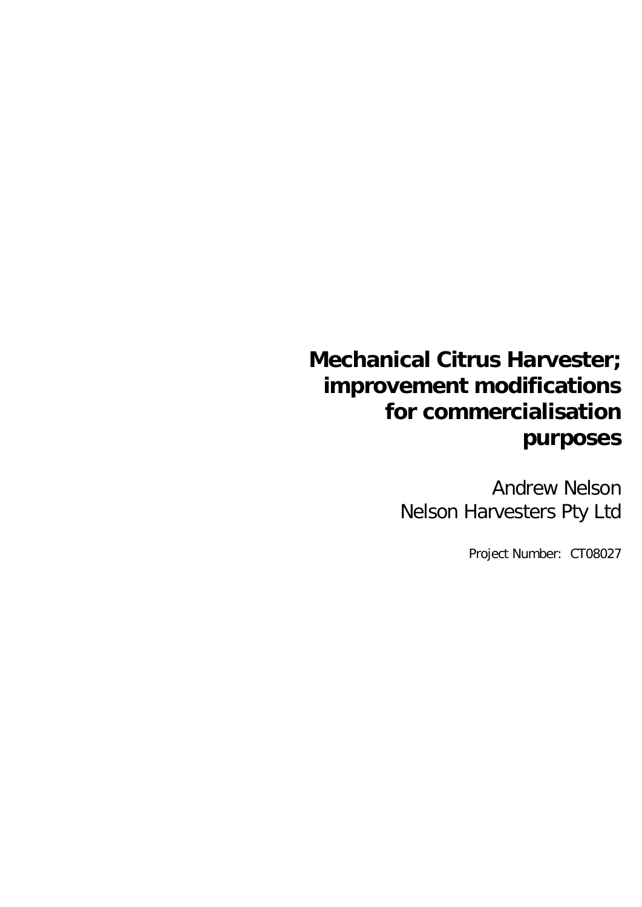# Mechanical Citrus Harvester; improvement modifications for commercialisation purposes

Andrew Nelson
Nelson Harvesters Pty Ltd

Project Number: CT08027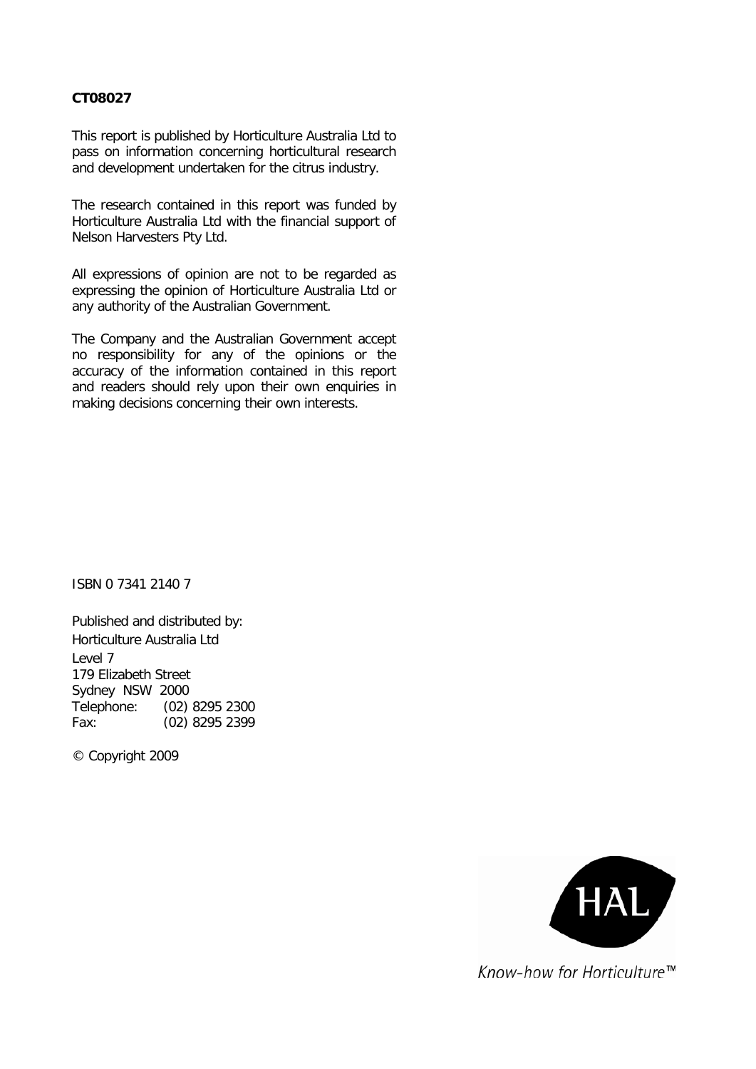**CT08027**

This report is published by Horticulture Australia Ltd to pass on information concerning horticultural research and development undertaken for the citrus industry.

The research contained in this report was funded by Horticulture Australia Ltd with the financial support of Nelson Harvesters Pty Ltd.

All expressions of opinion are not to be regarded as expressing the opinion of Horticulture Australia Ltd or any authority of the Australian Government.

The Company and the Australian Government accept no responsibility for any of the opinions or the accuracy of the information contained in this report and readers should rely upon their own enquiries in making decisions concerning their own interests.

ISBN 0 7341 2140 7

Published and distributed by:
Horticulture Australia Ltd
Level 7
179 Elizabeth Street
Sydney NSW 2000
Telephone: (02) 8295 2300
Fax: (02) 8295 2399

© Copyright 2009

HAL

Know-how for Horticulture™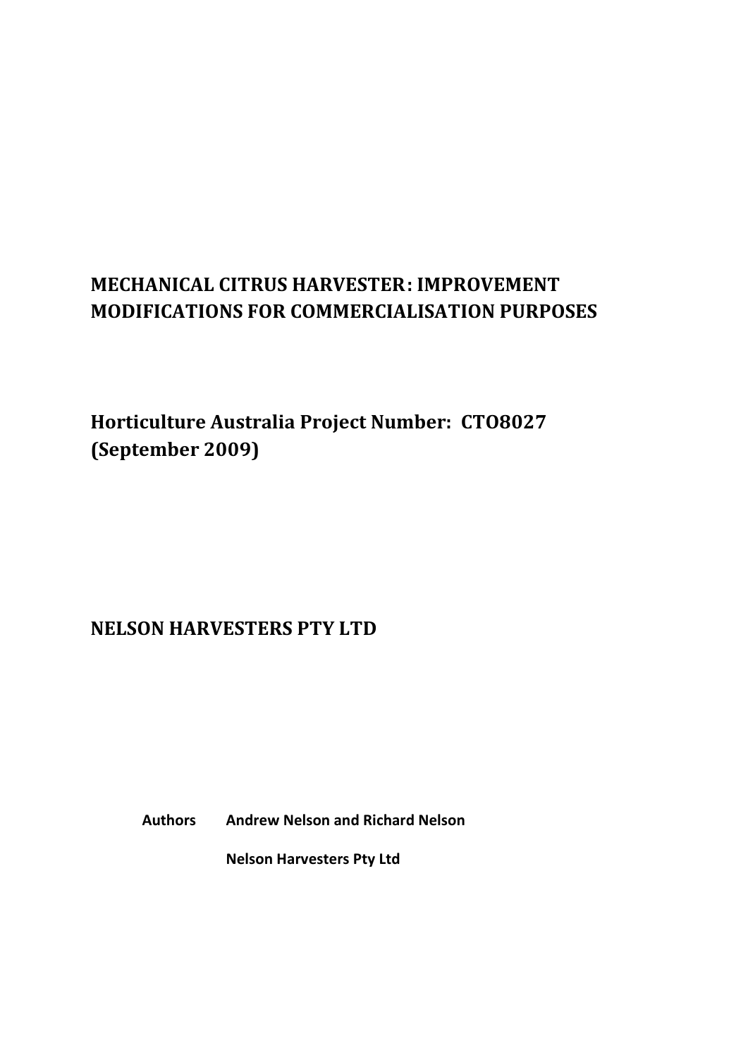# MECHANICAL CITRUS HARVESTER: IMPROVEMENT MODIFICATIONS FOR COMMERCIALISATION PURPOSES

## Horticulture Australia Project Number: CTO8027 (September 2009)

## NELSON HARVESTERS PTY LTD

**Authors** **Andrew Nelson and Richard Nelson**

**Nelson Harvesters Pty Ltd**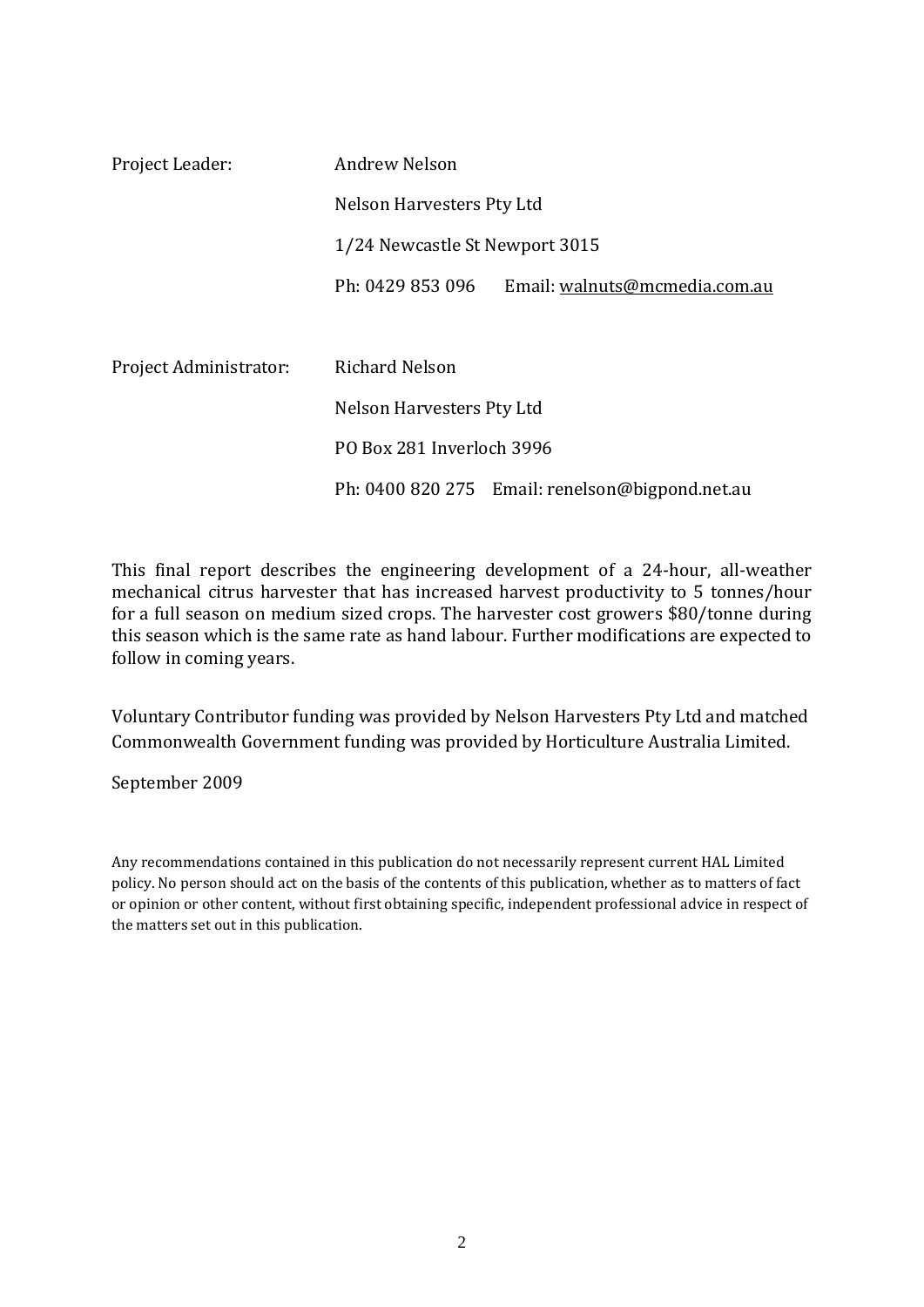| | |
|---|---|
| Project Leader: | Andrew Nelson |
| | Nelson Harvesters Pty Ltd |
| | 1/24 Newcastle St Newport 3015 |
| | Ph: 0429 853 096 Email: walnuts@mcmedia.com.au |
| Project Administrator: | Richard Nelson |
| | Nelson Harvesters Pty Ltd |
| | PO Box 281 Inverloch 3996 |
| | Ph: 0400 820 275 Email: renelson@bigpond.net.au |

This final report describes the engineering development of a 24-hour, all-weather mechanical citrus harvester that has increased harvest productivity to 5 tonnes/hour for a full season on medium sized crops. The harvester cost growers $80/tonne during this season which is the same rate as hand labour. Further modifications are expected to follow in coming years.

Voluntary Contributor funding was provided by Nelson Harvesters Pty Ltd and matched Commonwealth Government funding was provided by Horticulture Australia Limited.

September 2009

Any recommendations contained in this publication do not necessarily represent current HAL Limited policy. No person should act on the basis of the contents of this publication, whether as to matters of fact or opinion or other content, without first obtaining specific, independent professional advice in respect of the matters set out in this publication.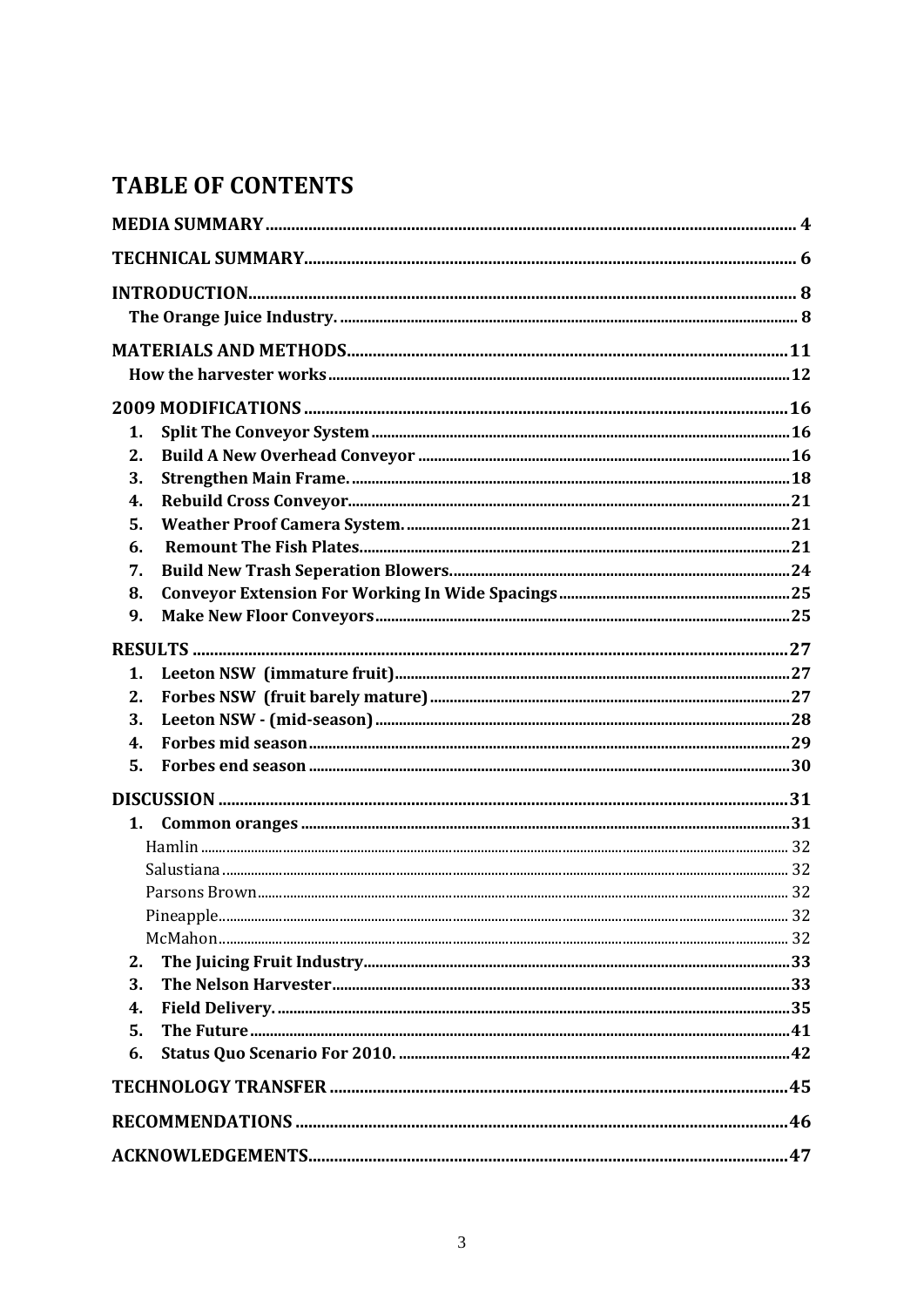# TABLE OF CONTENTS

MEDIA SUMMARY ........ 4

TECHNICAL SUMMARY ........ 6

INTRODUCTION ........ 8

- The Orange Juice Industry. ........ 8

MATERIALS AND METHODS ........ 11

- How the harvester works ........ 12

2009 MODIFICATIONS ........ 16

1. Split The Conveyor System ........ 16
2. Build A New Overhead Conveyor ........ 16
3. Strengthen Main Frame. ........ 18
4. Rebuild Cross Conveyor ........ 21
5. Weather Proof Camera System. ........ 21
6. Remount The Fish Plates ........ 21
7. Build New Trash Seperation Blowers. ........ 24
8. Conveyor Extension For Working In Wide Spacings ........ 25
9. Make New Floor Conveyors ........ 25

RESULTS ........ 27

1. Leeton NSW (immature fruit) ........ 27
2. Forbes NSW (fruit barely mature) ........ 27
3. Leeton NSW - (mid-season) ........ 28
4. Forbes mid season ........ 29
5. Forbes end season ........ 30

DISCUSSION ........ 31

1. Common oranges ........ 31
   - Hamlin ........ 32
   - Salustiana ........ 32
   - Parsons Brown ........ 32
   - Pineapple ........ 32
   - McMahon ........ 32
2. The Juicing Fruit Industry ........ 33
3. The Nelson Harvester ........ 33
4. Field Delivery. ........ 35
5. The Future ........ 41
6. Status Quo Scenario For 2010. ........ 42

TECHNOLOGY TRANSFER ........ 45

RECOMMENDATIONS ........ 46

ACKNOWLEDGEMENTS ........ 47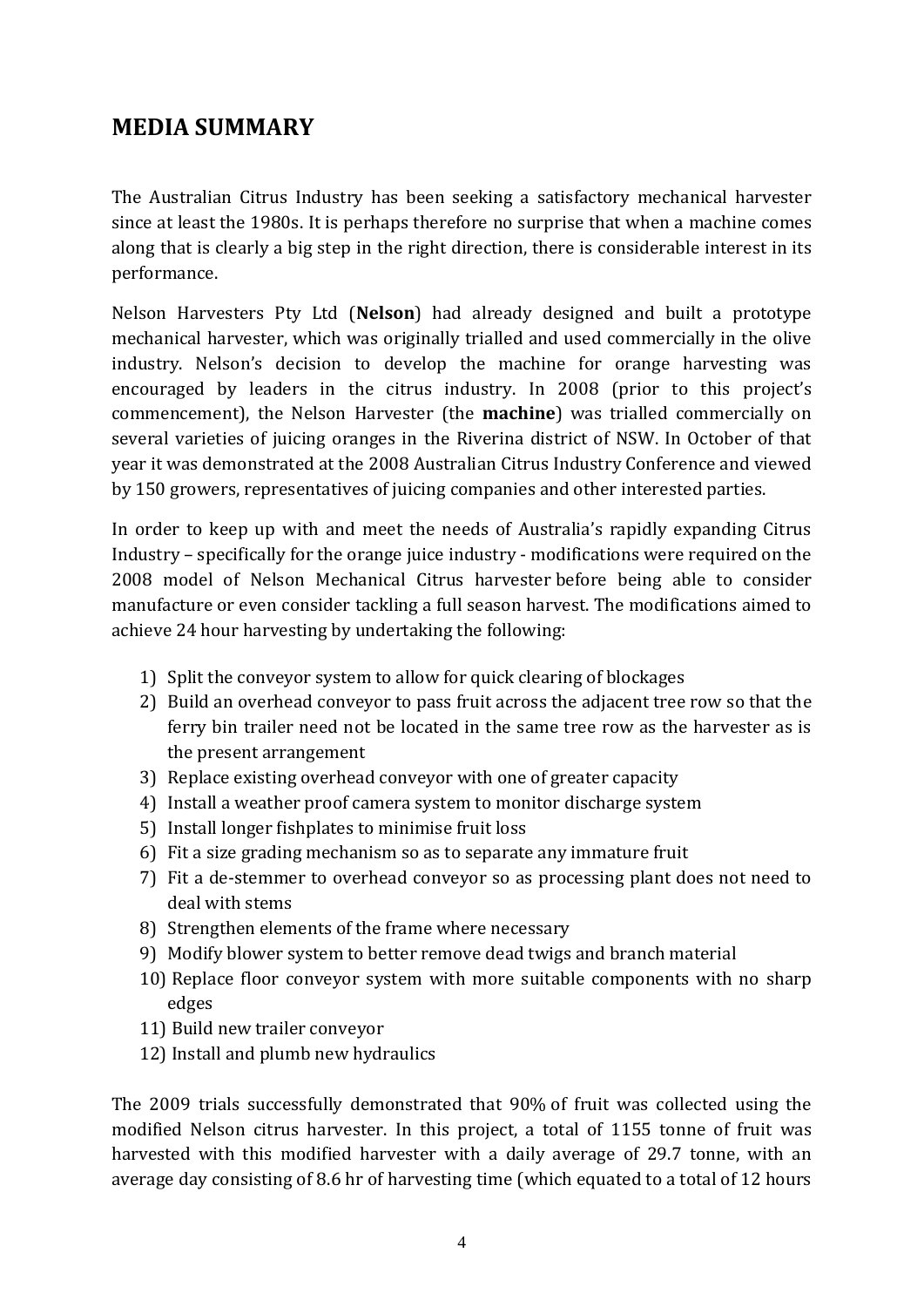## MEDIA SUMMARY

The Australian Citrus Industry has been seeking a satisfactory mechanical harvester since at least the 1980s. It is perhaps therefore no surprise that when a machine comes along that is clearly a big step in the right direction, there is considerable interest in its performance.

Nelson Harvesters Pty Ltd (**Nelson**) had already designed and built a prototype mechanical harvester, which was originally trialled and used commercially in the olive industry. Nelson's decision to develop the machine for orange harvesting was encouraged by leaders in the citrus industry. In 2008 (prior to this project's commencement), the Nelson Harvester (the **machine**) was trialled commercially on several varieties of juicing oranges in the Riverina district of NSW. In October of that year it was demonstrated at the 2008 Australian Citrus Industry Conference and viewed by 150 growers, representatives of juicing companies and other interested parties.

In order to keep up with and meet the needs of Australia's rapidly expanding Citrus Industry – specifically for the orange juice industry - modifications were required on the 2008 model of Nelson Mechanical Citrus harvester before being able to consider manufacture or even consider tackling a full season harvest. The modifications aimed to achieve 24 hour harvesting by undertaking the following:

1) Split the conveyor system to allow for quick clearing of blockages
2) Build an overhead conveyor to pass fruit across the adjacent tree row so that the ferry bin trailer need not be located in the same tree row as the harvester as is the present arrangement
3) Replace existing overhead conveyor with one of greater capacity
4) Install a weather proof camera system to monitor discharge system
5) Install longer fishplates to minimise fruit loss
6) Fit a size grading mechanism so as to separate any immature fruit
7) Fit a de-stemmer to overhead conveyor so as processing plant does not need to deal with stems
8) Strengthen elements of the frame where necessary
9) Modify blower system to better remove dead twigs and branch material
10) Replace floor conveyor system with more suitable components with no sharp edges
11) Build new trailer conveyor
12) Install and plumb new hydraulics

The 2009 trials successfully demonstrated that 90% of fruit was collected using the modified Nelson citrus harvester. In this project, a total of 1155 tonne of fruit was harvested with this modified harvester with a daily average of 29.7 tonne, with an average day consisting of 8.6 hr of harvesting time (which equated to a total of 12 hours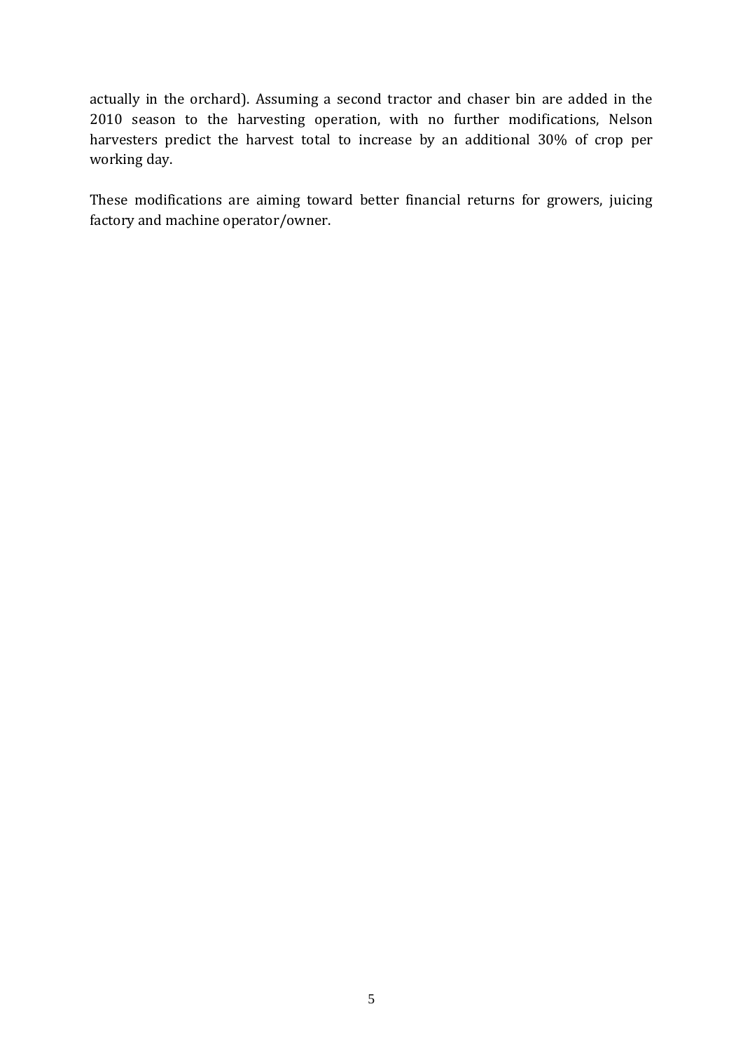actually in the orchard). Assuming a second tractor and chaser bin are added in the 2010 season to the harvesting operation, with no further modifications, Nelson harvesters predict the harvest total to increase by an additional 30% of crop per working day.

These modifications are aiming toward better financial returns for growers, juicing factory and machine operator/owner.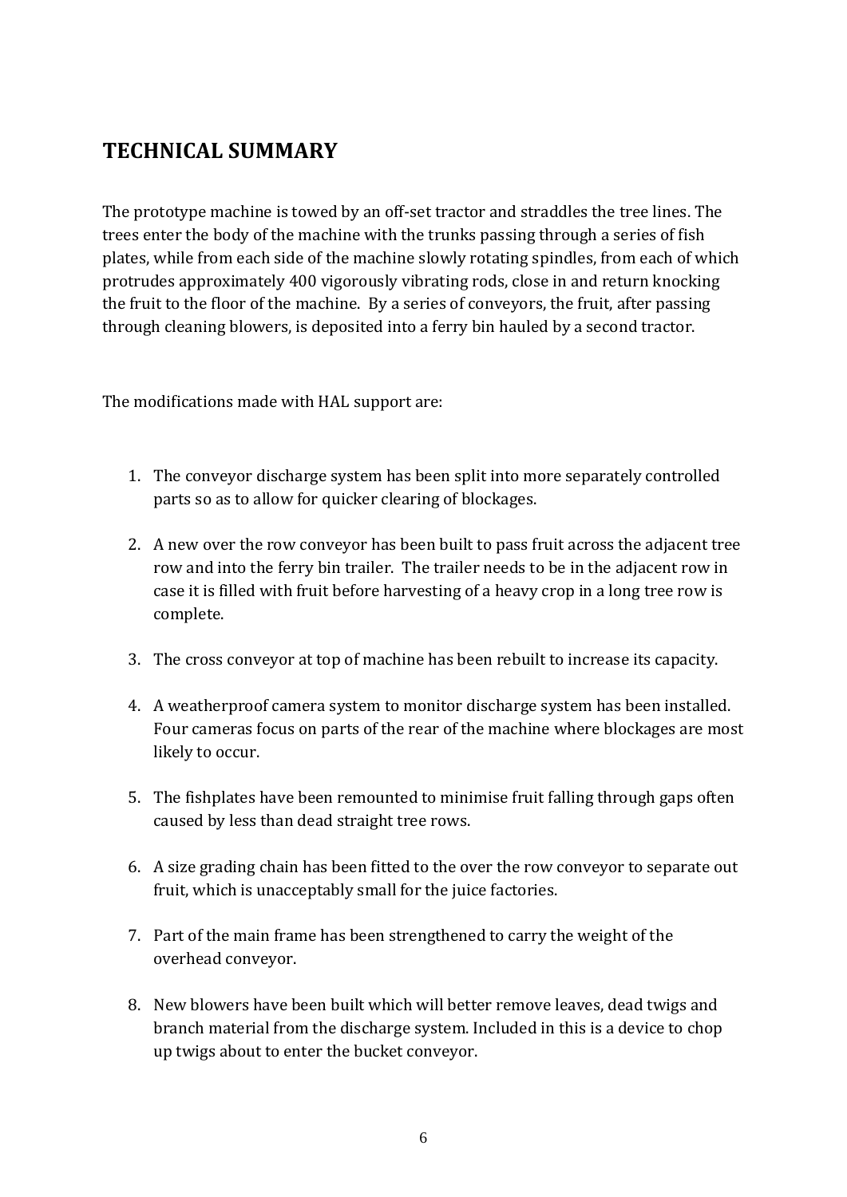## TECHNICAL SUMMARY

The prototype machine is towed by an off-set tractor and straddles the tree lines. The trees enter the body of the machine with the trunks passing through a series of fish plates, while from each side of the machine slowly rotating spindles, from each of which protrudes approximately 400 vigorously vibrating rods, close in and return knocking the fruit to the floor of the machine. By a series of conveyors, the fruit, after passing through cleaning blowers, is deposited into a ferry bin hauled by a second tractor.

The modifications made with HAL support are:

1. The conveyor discharge system has been split into more separately controlled parts so as to allow for quicker clearing of blockages.

2. A new over the row conveyor has been built to pass fruit across the adjacent tree row and into the ferry bin trailer. The trailer needs to be in the adjacent row in case it is filled with fruit before harvesting of a heavy crop in a long tree row is complete.

3. The cross conveyor at top of machine has been rebuilt to increase its capacity.

4. A weatherproof camera system to monitor discharge system has been installed. Four cameras focus on parts of the rear of the machine where blockages are most likely to occur.

5. The fishplates have been remounted to minimise fruit falling through gaps often caused by less than dead straight tree rows.

6. A size grading chain has been fitted to the over the row conveyor to separate out fruit, which is unacceptably small for the juice factories.

7. Part of the main frame has been strengthened to carry the weight of the overhead conveyor.

8. New blowers have been built which will better remove leaves, dead twigs and branch material from the discharge system. Included in this is a device to chop up twigs about to enter the bucket conveyor.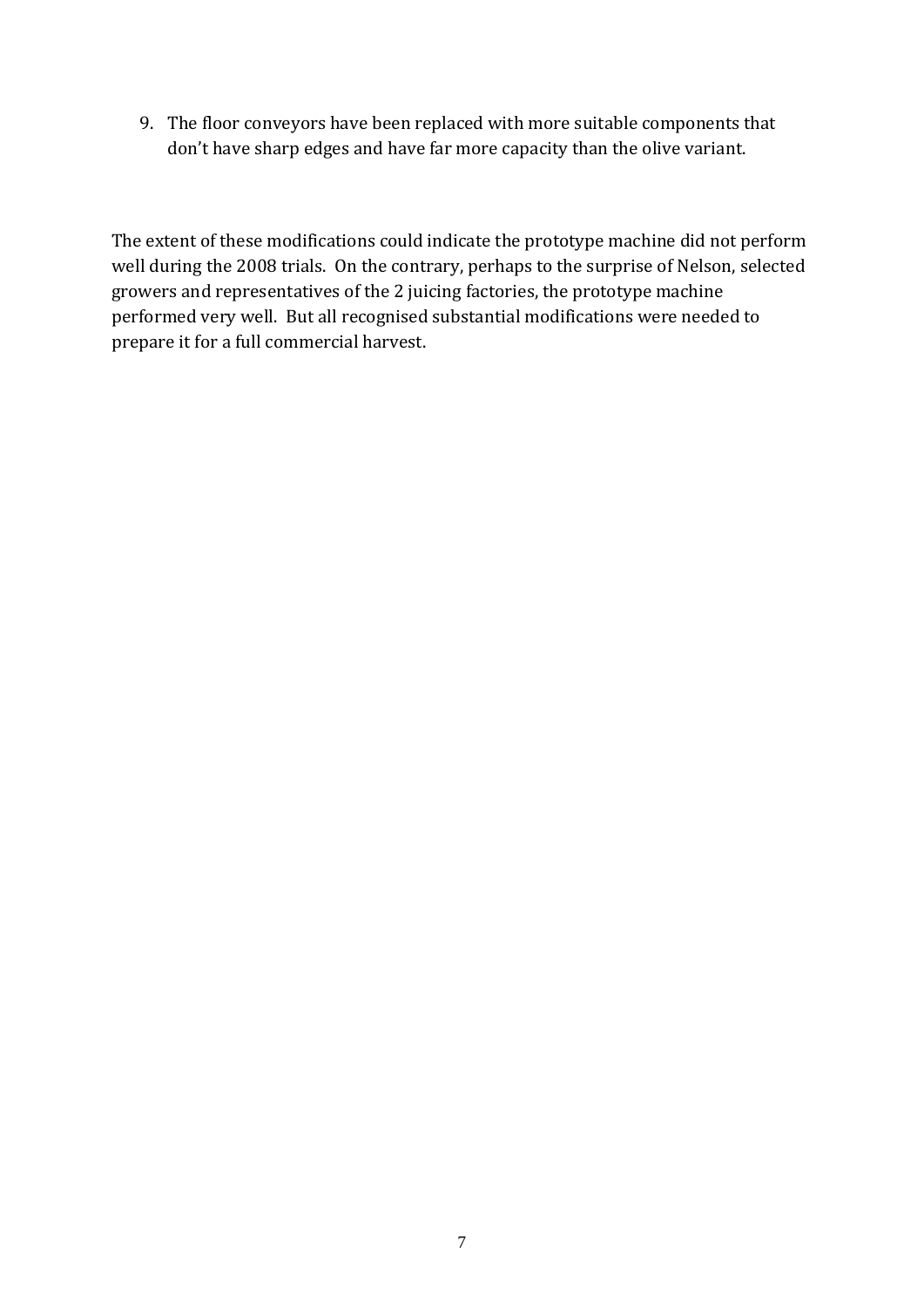9. The floor conveyors have been replaced with more suitable components that don't have sharp edges and have far more capacity than the olive variant.

The extent of these modifications could indicate the prototype machine did not perform well during the 2008 trials. On the contrary, perhaps to the surprise of Nelson, selected growers and representatives of the 2 juicing factories, the prototype machine performed very well. But all recognised substantial modifications were needed to prepare it for a full commercial harvest.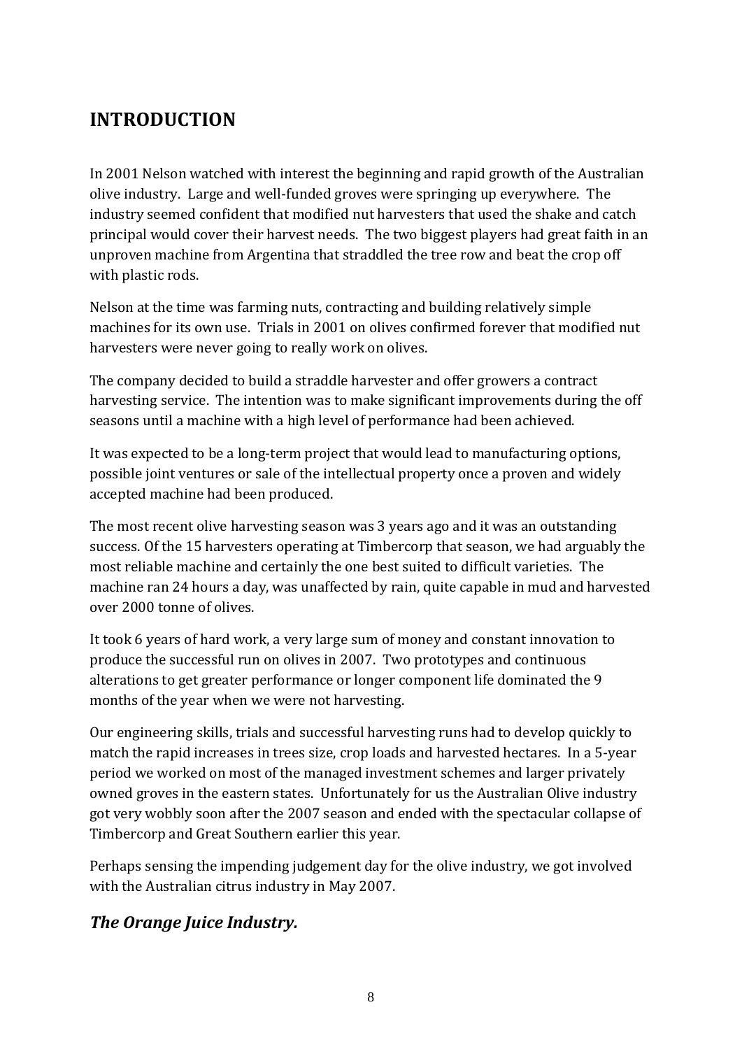## INTRODUCTION

In 2001 Nelson watched with interest the beginning and rapid growth of the Australian olive industry. Large and well-funded groves were springing up everywhere. The industry seemed confident that modified nut harvesters that used the shake and catch principal would cover their harvest needs. The two biggest players had great faith in an unproven machine from Argentina that straddled the tree row and beat the crop off with plastic rods.

Nelson at the time was farming nuts, contracting and building relatively simple machines for its own use. Trials in 2001 on olives confirmed forever that modified nut harvesters were never going to really work on olives.

The company decided to build a straddle harvester and offer growers a contract harvesting service. The intention was to make significant improvements during the off seasons until a machine with a high level of performance had been achieved.

It was expected to be a long-term project that would lead to manufacturing options, possible joint ventures or sale of the intellectual property once a proven and widely accepted machine had been produced.

The most recent olive harvesting season was 3 years ago and it was an outstanding success. Of the 15 harvesters operating at Timbercorp that season, we had arguably the most reliable machine and certainly the one best suited to difficult varieties. The machine ran 24 hours a day, was unaffected by rain, quite capable in mud and harvested over 2000 tonne of olives.

It took 6 years of hard work, a very large sum of money and constant innovation to produce the successful run on olives in 2007. Two prototypes and continuous alterations to get greater performance or longer component life dominated the 9 months of the year when we were not harvesting.

Our engineering skills, trials and successful harvesting runs had to develop quickly to match the rapid increases in trees size, crop loads and harvested hectares. In a 5-year period we worked on most of the managed investment schemes and larger privately owned groves in the eastern states. Unfortunately for us the Australian Olive industry got very wobbly soon after the 2007 season and ended with the spectacular collapse of Timbercorp and Great Southern earlier this year.

Perhaps sensing the impending judgement day for the olive industry, we got involved with the Australian citrus industry in May 2007.

### *The Orange Juice Industry.*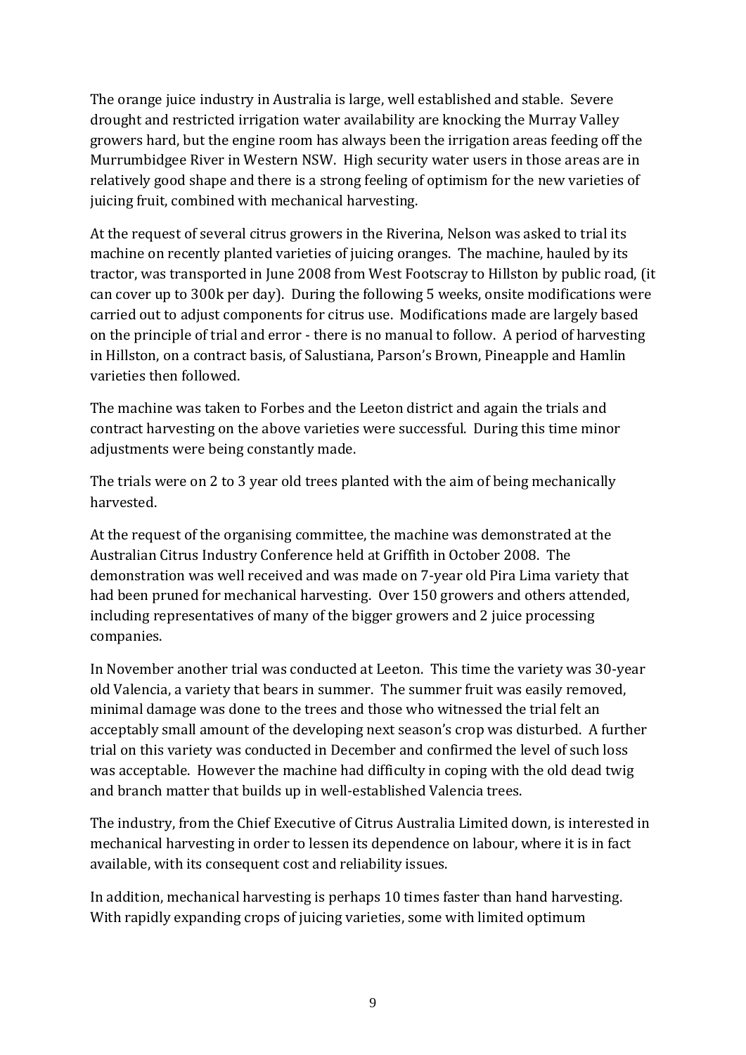The orange juice industry in Australia is large, well established and stable. Severe drought and restricted irrigation water availability are knocking the Murray Valley growers hard, but the engine room has always been the irrigation areas feeding off the Murrumbidgee River in Western NSW. High security water users in those areas are in relatively good shape and there is a strong feeling of optimism for the new varieties of juicing fruit, combined with mechanical harvesting.

At the request of several citrus growers in the Riverina, Nelson was asked to trial its machine on recently planted varieties of juicing oranges. The machine, hauled by its tractor, was transported in June 2008 from West Footscray to Hillston by public road, (it can cover up to 300k per day). During the following 5 weeks, onsite modifications were carried out to adjust components for citrus use. Modifications made are largely based on the principle of trial and error - there is no manual to follow. A period of harvesting in Hillston, on a contract basis, of Salustiana, Parson's Brown, Pineapple and Hamlin varieties then followed.

The machine was taken to Forbes and the Leeton district and again the trials and contract harvesting on the above varieties were successful. During this time minor adjustments were being constantly made.

The trials were on 2 to 3 year old trees planted with the aim of being mechanically harvested.

At the request of the organising committee, the machine was demonstrated at the Australian Citrus Industry Conference held at Griffith in October 2008. The demonstration was well received and was made on 7-year old Pira Lima variety that had been pruned for mechanical harvesting. Over 150 growers and others attended, including representatives of many of the bigger growers and 2 juice processing companies.

In November another trial was conducted at Leeton. This time the variety was 30-year old Valencia, a variety that bears in summer. The summer fruit was easily removed, minimal damage was done to the trees and those who witnessed the trial felt an acceptably small amount of the developing next season's crop was disturbed. A further trial on this variety was conducted in December and confirmed the level of such loss was acceptable. However the machine had difficulty in coping with the old dead twig and branch matter that builds up in well-established Valencia trees.

The industry, from the Chief Executive of Citrus Australia Limited down, is interested in mechanical harvesting in order to lessen its dependence on labour, where it is in fact available, with its consequent cost and reliability issues.

In addition, mechanical harvesting is perhaps 10 times faster than hand harvesting. With rapidly expanding crops of juicing varieties, some with limited optimum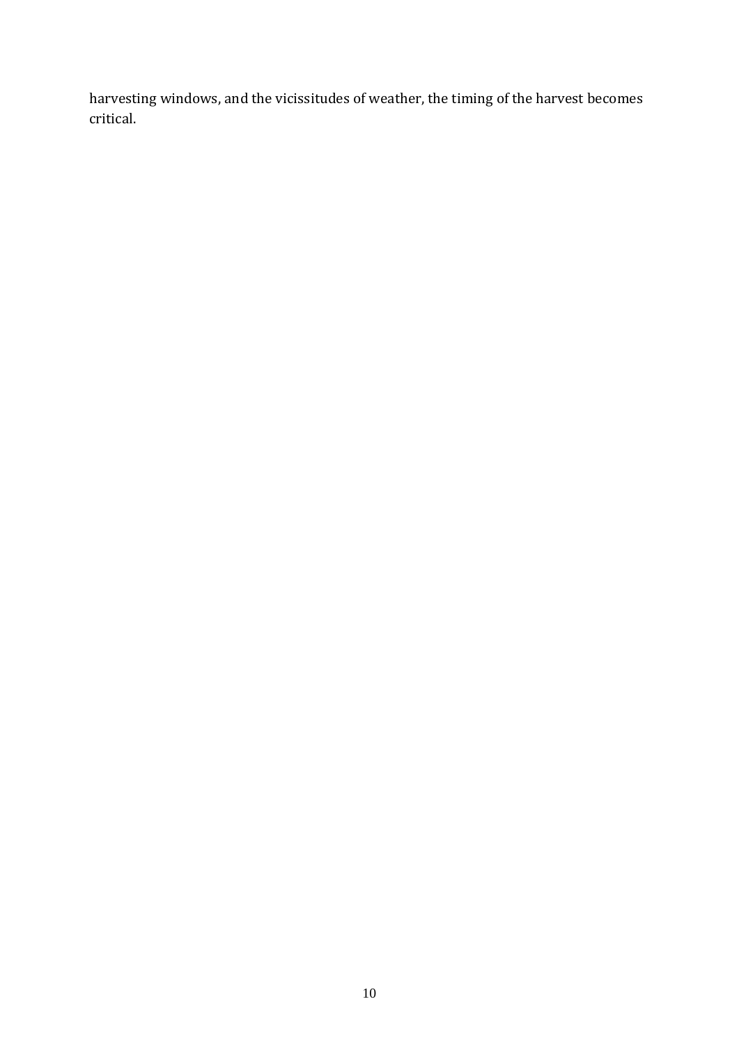harvesting windows, and the vicissitudes of weather, the timing of the harvest becomes critical.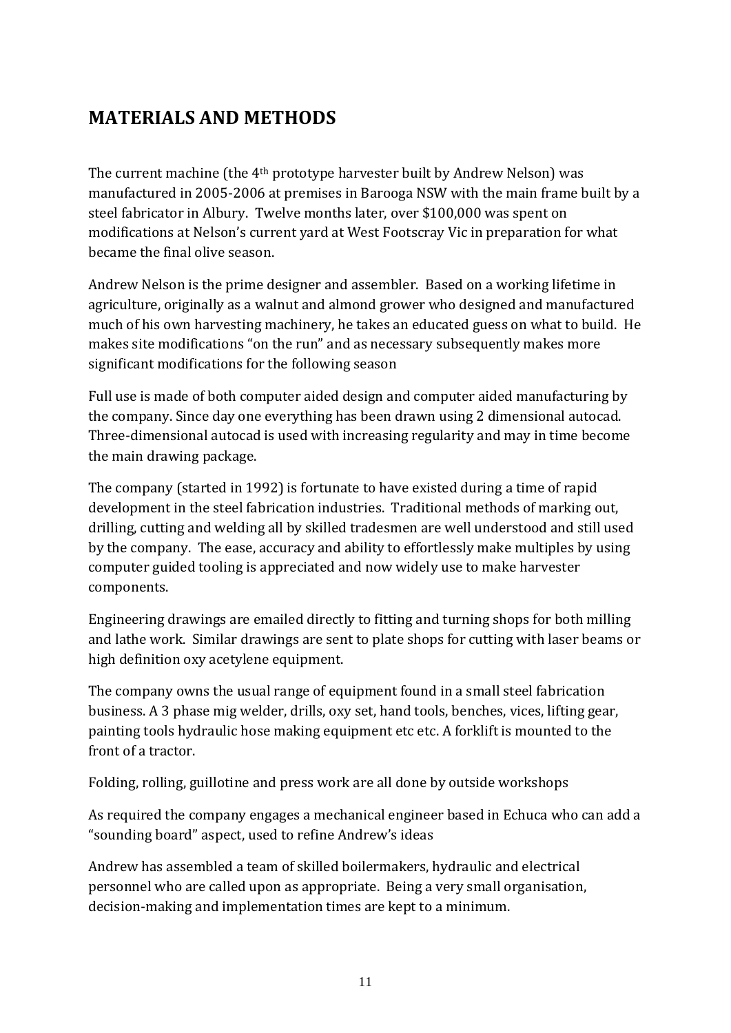## MATERIALS AND METHODS

The current machine (the 4th prototype harvester built by Andrew Nelson) was manufactured in 2005-2006 at premises in Barooga NSW with the main frame built by a steel fabricator in Albury. Twelve months later, over $100,000 was spent on modifications at Nelson's current yard at West Footscray Vic in preparation for what became the final olive season.

Andrew Nelson is the prime designer and assembler. Based on a working lifetime in agriculture, originally as a walnut and almond grower who designed and manufactured much of his own harvesting machinery, he takes an educated guess on what to build. He makes site modifications "on the run" and as necessary subsequently makes more significant modifications for the following season

Full use is made of both computer aided design and computer aided manufacturing by the company. Since day one everything has been drawn using 2 dimensional autocad. Three-dimensional autocad is used with increasing regularity and may in time become the main drawing package.

The company (started in 1992) is fortunate to have existed during a time of rapid development in the steel fabrication industries. Traditional methods of marking out, drilling, cutting and welding all by skilled tradesmen are well understood and still used by the company. The ease, accuracy and ability to effortlessly make multiples by using computer guided tooling is appreciated and now widely use to make harvester components.

Engineering drawings are emailed directly to fitting and turning shops for both milling and lathe work. Similar drawings are sent to plate shops for cutting with laser beams or high definition oxy acetylene equipment.

The company owns the usual range of equipment found in a small steel fabrication business. A 3 phase mig welder, drills, oxy set, hand tools, benches, vices, lifting gear, painting tools hydraulic hose making equipment etc etc. A forklift is mounted to the front of a tractor.

Folding, rolling, guillotine and press work are all done by outside workshops

As required the company engages a mechanical engineer based in Echuca who can add a "sounding board" aspect, used to refine Andrew's ideas

Andrew has assembled a team of skilled boilermakers, hydraulic and electrical personnel who are called upon as appropriate. Being a very small organisation, decision-making and implementation times are kept to a minimum.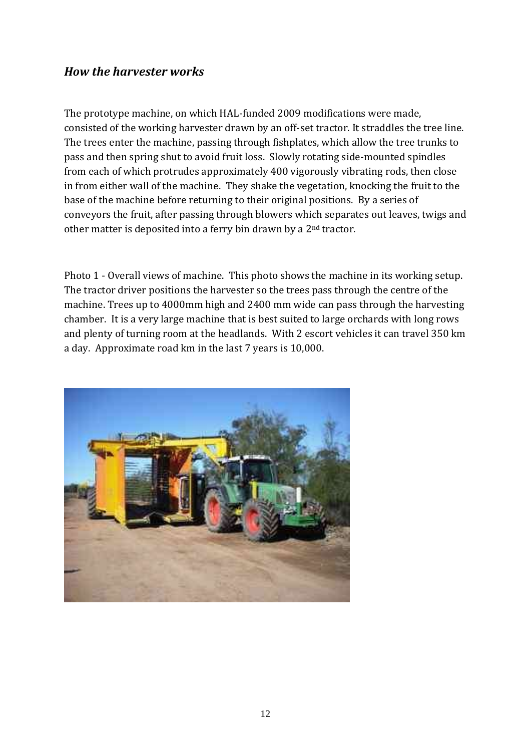### *How the harvester works*

The prototype machine, on which HAL-funded 2009 modifications were made, consisted of the working harvester drawn by an off-set tractor. It straddles the tree line. The trees enter the machine, passing through fishplates, which allow the tree trunks to pass and then spring shut to avoid fruit loss. Slowly rotating side-mounted spindles from each of which protrudes approximately 400 vigorously vibrating rods, then close in from either wall of the machine. They shake the vegetation, knocking the fruit to the base of the machine before returning to their original positions. By a series of conveyors the fruit, after passing through blowers which separates out leaves, twigs and other matter is deposited into a ferry bin drawn by a 2nd tractor.

Photo 1 - Overall views of machine. This photo shows the machine in its working setup. The tractor driver positions the harvester so the trees pass through the centre of the machine. Trees up to 4000mm high and 2400 mm wide can pass through the harvesting chamber. It is a very large machine that is best suited to large orchards with long rows and plenty of turning room at the headlands. With 2 escort vehicles it can travel 350 km a day. Approximate road km in the last 7 years is 10,000.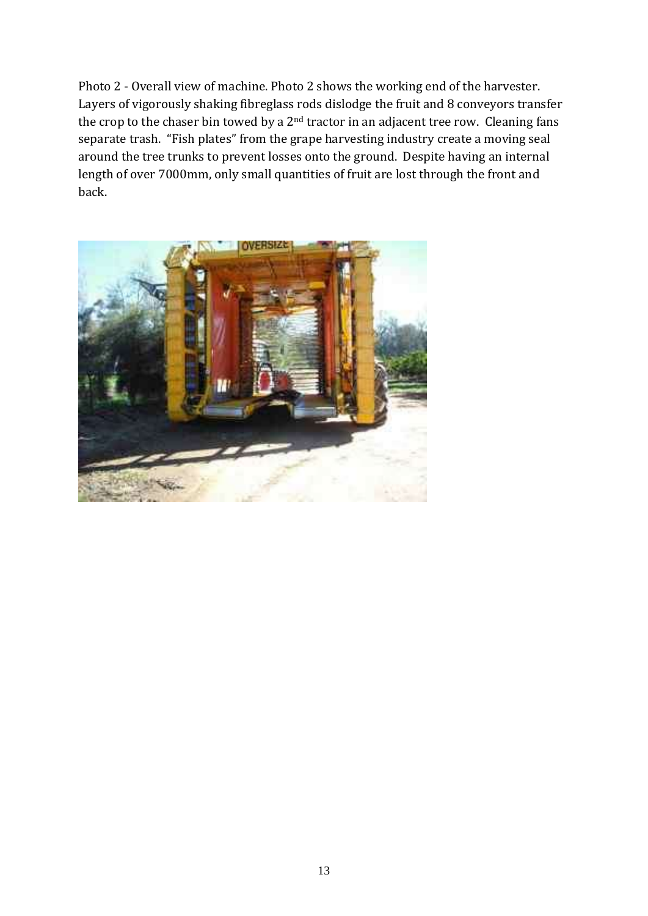Photo 2 - Overall view of machine. Photo 2 shows the working end of the harvester. Layers of vigorously shaking fibreglass rods dislodge the fruit and 8 conveyors transfer the crop to the chaser bin towed by a 2nd tractor in an adjacent tree row. Cleaning fans separate trash. "Fish plates" from the grape harvesting industry create a moving seal around the tree trunks to prevent losses onto the ground. Despite having an internal length of over 7000mm, only small quantities of fruit are lost through the front and back.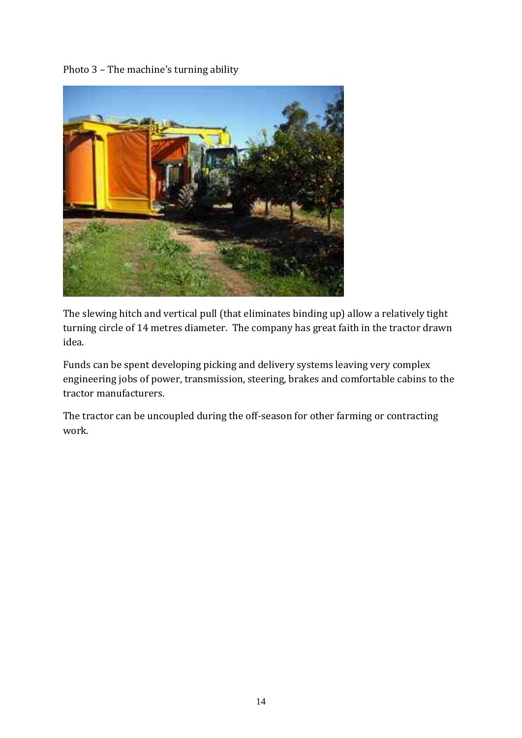Photo 3 – The machine's turning ability

The slewing hitch and vertical pull (that eliminates binding up) allow a relatively tight turning circle of 14 metres diameter. The company has great faith in the tractor drawn idea.

Funds can be spent developing picking and delivery systems leaving very complex engineering jobs of power, transmission, steering, brakes and comfortable cabins to the tractor manufacturers.

The tractor can be uncoupled during the off-season for other farming or contracting work.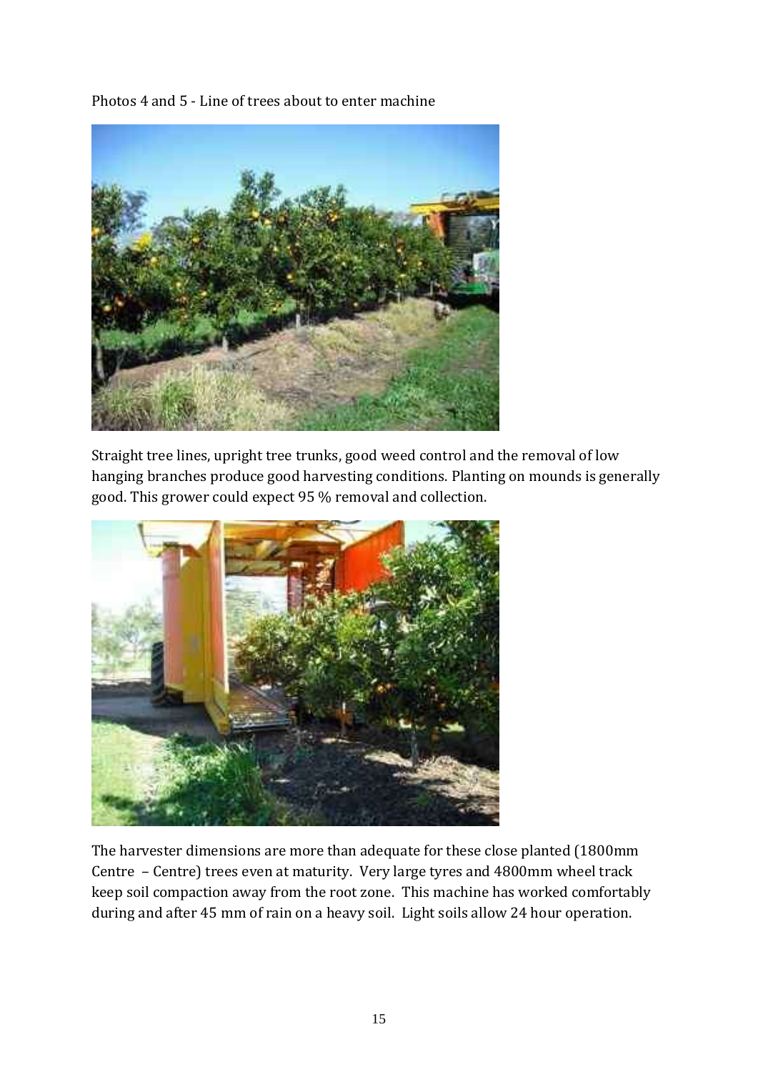Photos 4 and 5 - Line of trees about to enter machine

Straight tree lines, upright tree trunks, good weed control and the removal of low hanging branches produce good harvesting conditions. Planting on mounds is generally good. This grower could expect 95 % removal and collection.

The harvester dimensions are more than adequate for these close planted (1800mm Centre – Centre) trees even at maturity. Very large tyres and 4800mm wheel track keep soil compaction away from the root zone. This machine has worked comfortably during and after 45 mm of rain on a heavy soil. Light soils allow 24 hour operation.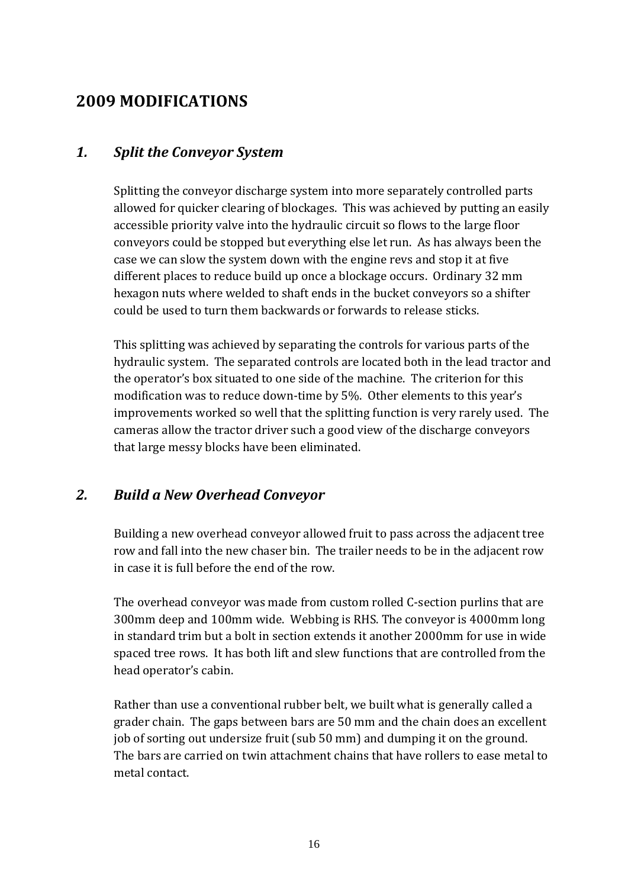## 2009 MODIFICATIONS

### *1. Split the Conveyor System*

Splitting the conveyor discharge system into more separately controlled parts allowed for quicker clearing of blockages. This was achieved by putting an easily accessible priority valve into the hydraulic circuit so flows to the large floor conveyors could be stopped but everything else let run. As has always been the case we can slow the system down with the engine revs and stop it at five different places to reduce build up once a blockage occurs. Ordinary 32 mm hexagon nuts where welded to shaft ends in the bucket conveyors so a shifter could be used to turn them backwards or forwards to release sticks.

This splitting was achieved by separating the controls for various parts of the hydraulic system. The separated controls are located both in the lead tractor and the operator's box situated to one side of the machine. The criterion for this modification was to reduce down-time by 5%. Other elements to this year's improvements worked so well that the splitting function is very rarely used. The cameras allow the tractor driver such a good view of the discharge conveyors that large messy blocks have been eliminated.

### *2. Build a New Overhead Conveyor*

Building a new overhead conveyor allowed fruit to pass across the adjacent tree row and fall into the new chaser bin. The trailer needs to be in the adjacent row in case it is full before the end of the row.

The overhead conveyor was made from custom rolled C-section purlins that are 300mm deep and 100mm wide. Webbing is RHS. The conveyor is 4000mm long in standard trim but a bolt in section extends it another 2000mm for use in wide spaced tree rows. It has both lift and slew functions that are controlled from the head operator's cabin.

Rather than use a conventional rubber belt, we built what is generally called a grader chain. The gaps between bars are 50 mm and the chain does an excellent job of sorting out undersize fruit (sub 50 mm) and dumping it on the ground. The bars are carried on twin attachment chains that have rollers to ease metal to metal contact.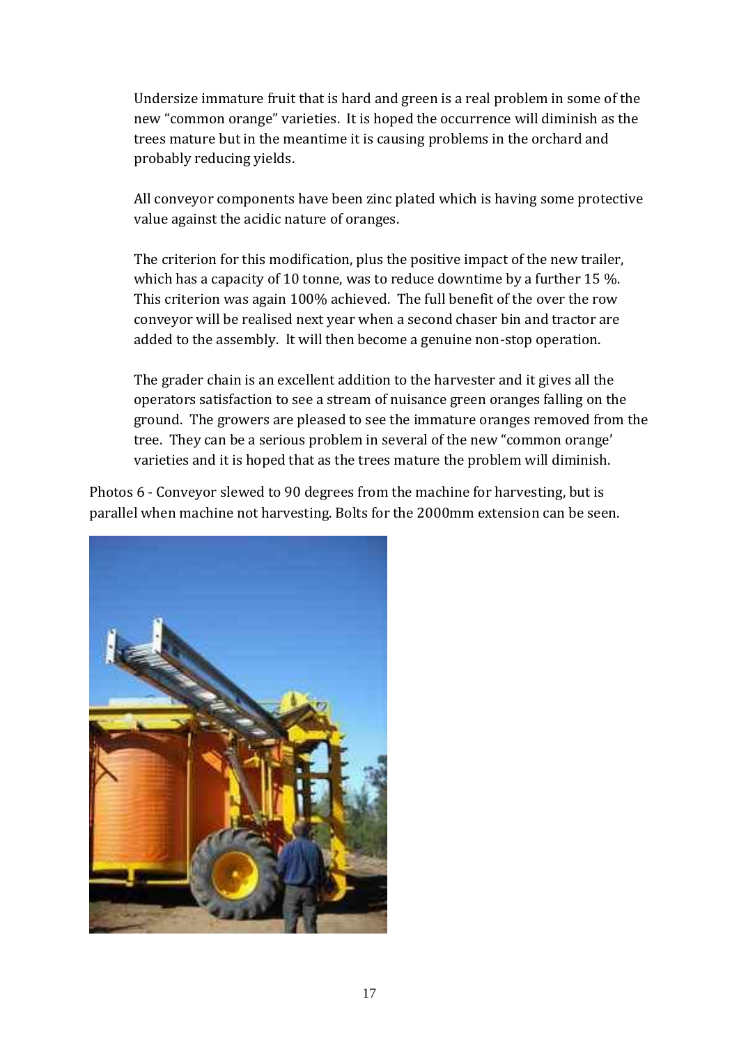Undersize immature fruit that is hard and green is a real problem in some of the new "common orange" varieties. It is hoped the occurrence will diminish as the trees mature but in the meantime it is causing problems in the orchard and probably reducing yields.

All conveyor components have been zinc plated which is having some protective value against the acidic nature of oranges.

The criterion for this modification, plus the positive impact of the new trailer, which has a capacity of 10 tonne, was to reduce downtime by a further 15 %. This criterion was again 100% achieved. The full benefit of the over the row conveyor will be realised next year when a second chaser bin and tractor are added to the assembly. It will then become a genuine non-stop operation.

The grader chain is an excellent addition to the harvester and it gives all the operators satisfaction to see a stream of nuisance green oranges falling on the ground. The growers are pleased to see the immature oranges removed from the tree. They can be a serious problem in several of the new "common orange' varieties and it is hoped that as the trees mature the problem will diminish.

Photos 6 - Conveyor slewed to 90 degrees from the machine for harvesting, but is parallel when machine not harvesting. Bolts for the 2000mm extension can be seen.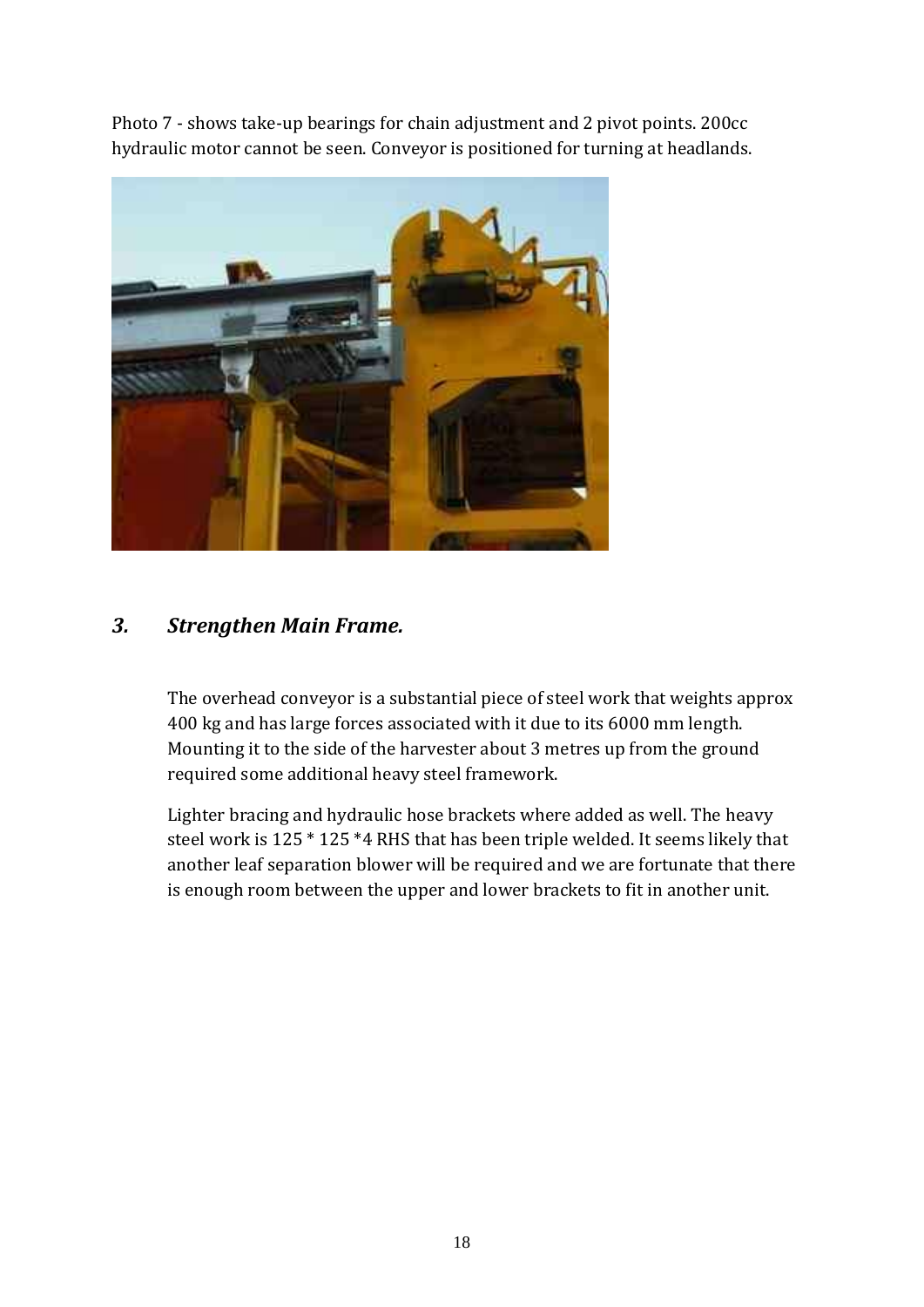Photo 7 - shows take-up bearings for chain adjustment and 2 pivot points. 200cc hydraulic motor cannot be seen. Conveyor is positioned for turning at headlands.

### *3. Strengthen Main Frame.*

The overhead conveyor is a substantial piece of steel work that weights approx 400 kg and has large forces associated with it due to its 6000 mm length. Mounting it to the side of the harvester about 3 metres up from the ground required some additional heavy steel framework.

Lighter bracing and hydraulic hose brackets where added as well. The heavy steel work is 125 * 125 *4 RHS that has been triple welded. It seems likely that another leaf separation blower will be required and we are fortunate that there is enough room between the upper and lower brackets to fit in another unit.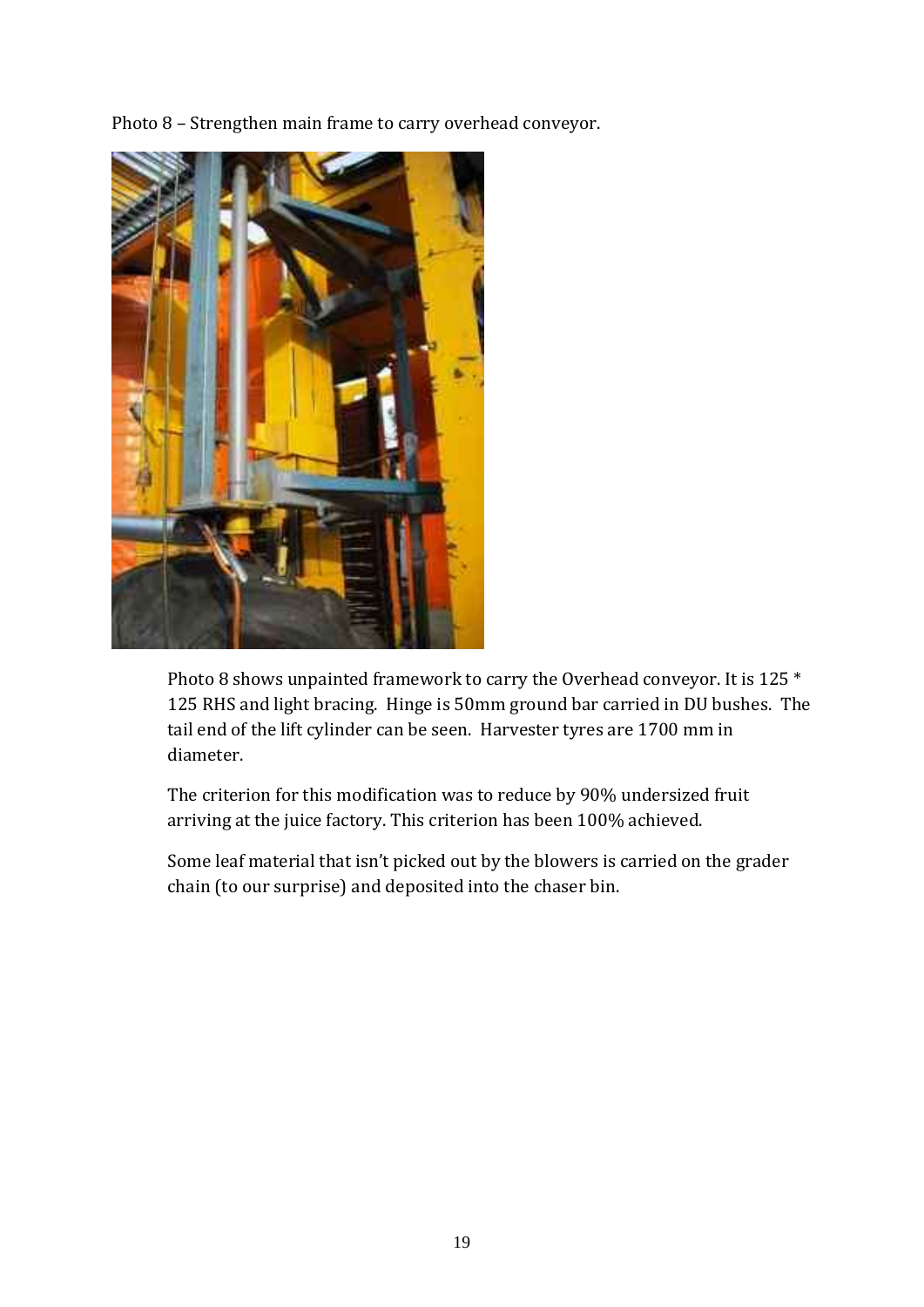Photo 8 – Strengthen main frame to carry overhead conveyor.

Photo 8 shows unpainted framework to carry the Overhead conveyor. It is 125 * 125 RHS and light bracing. Hinge is 50mm ground bar carried in DU bushes. The tail end of the lift cylinder can be seen. Harvester tyres are 1700 mm in diameter.

The criterion for this modification was to reduce by 90% undersized fruit arriving at the juice factory. This criterion has been 100% achieved.

Some leaf material that isn't picked out by the blowers is carried on the grader chain (to our surprise) and deposited into the chaser bin.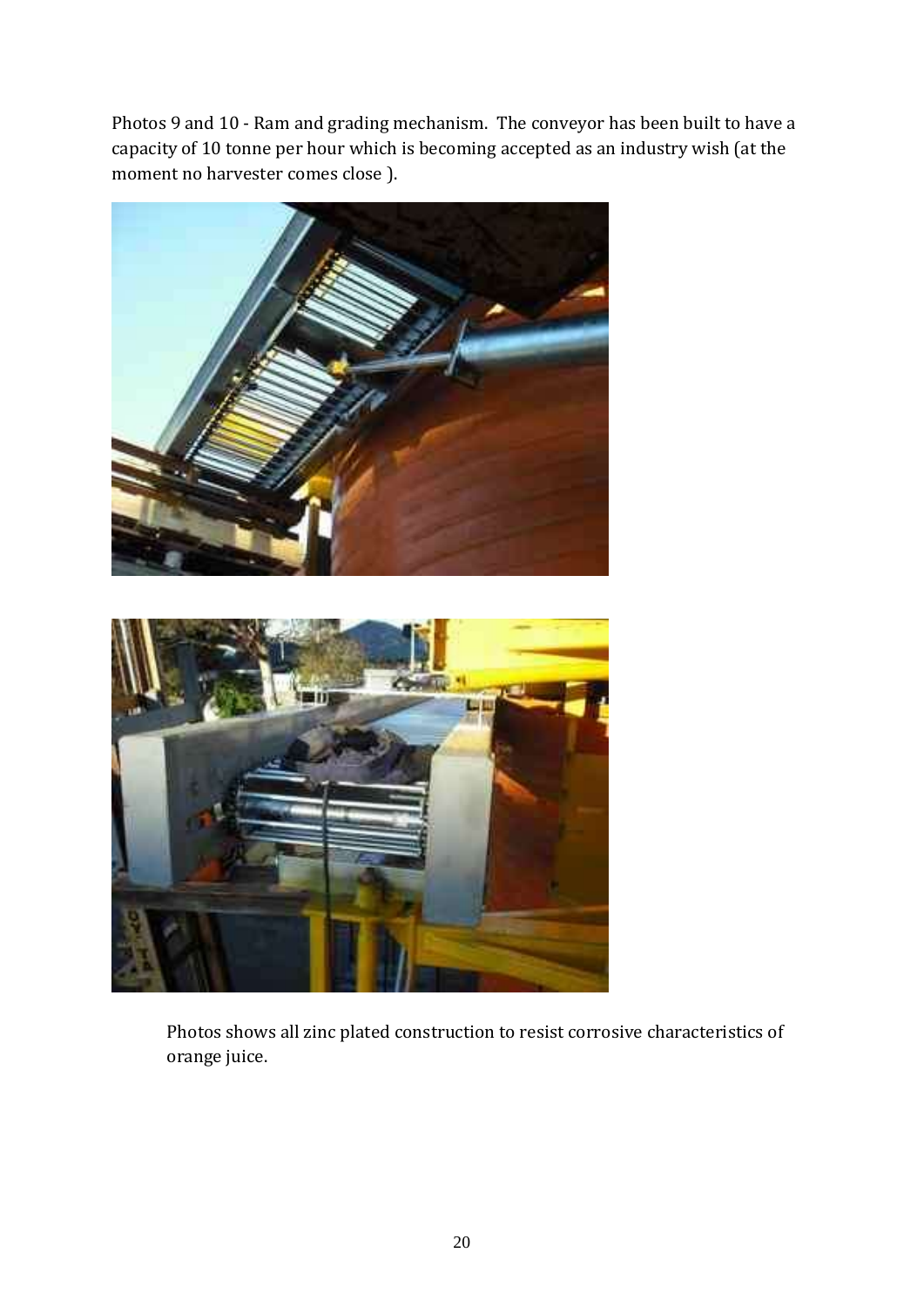Photos 9 and 10 - Ram and grading mechanism. The conveyor has been built to have a capacity of 10 tonne per hour which is becoming accepted as an industry wish (at the moment no harvester comes close ).

Photos shows all zinc plated construction to resist corrosive characteristics of orange juice.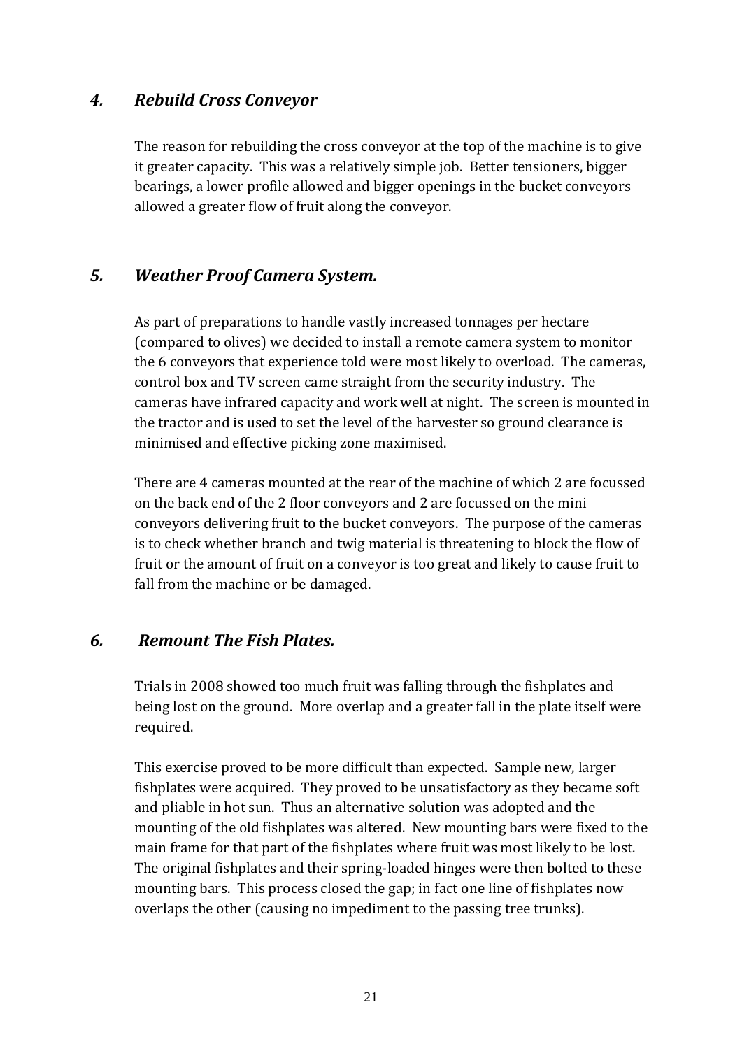## *4. Rebuild Cross Conveyor*

The reason for rebuilding the cross conveyor at the top of the machine is to give it greater capacity. This was a relatively simple job. Better tensioners, bigger bearings, a lower profile allowed and bigger openings in the bucket conveyors allowed a greater flow of fruit along the conveyor.

## *5. Weather Proof Camera System.*

As part of preparations to handle vastly increased tonnages per hectare (compared to olives) we decided to install a remote camera system to monitor the 6 conveyors that experience told were most likely to overload. The cameras, control box and TV screen came straight from the security industry. The cameras have infrared capacity and work well at night. The screen is mounted in the tractor and is used to set the level of the harvester so ground clearance is minimised and effective picking zone maximised.

There are 4 cameras mounted at the rear of the machine of which 2 are focussed on the back end of the 2 floor conveyors and 2 are focussed on the mini conveyors delivering fruit to the bucket conveyors. The purpose of the cameras is to check whether branch and twig material is threatening to block the flow of fruit or the amount of fruit on a conveyor is too great and likely to cause fruit to fall from the machine or be damaged.

## *6. Remount The Fish Plates.*

Trials in 2008 showed too much fruit was falling through the fishplates and being lost on the ground. More overlap and a greater fall in the plate itself were required.

This exercise proved to be more difficult than expected. Sample new, larger fishplates were acquired. They proved to be unsatisfactory as they became soft and pliable in hot sun. Thus an alternative solution was adopted and the mounting of the old fishplates was altered. New mounting bars were fixed to the main frame for that part of the fishplates where fruit was most likely to be lost. The original fishplates and their spring-loaded hinges were then bolted to these mounting bars. This process closed the gap; in fact one line of fishplates now overlaps the other (causing no impediment to the passing tree trunks).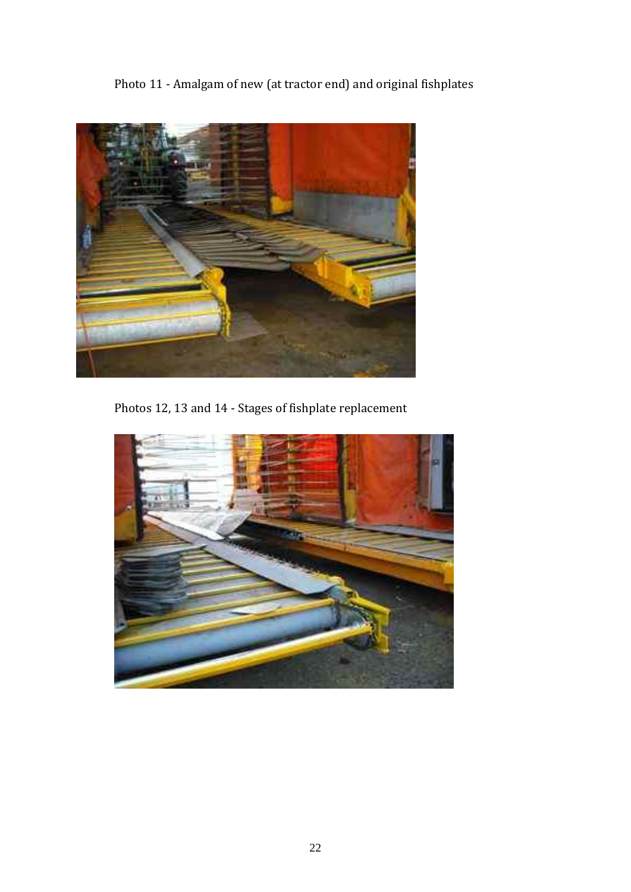Photo 11 - Amalgam of new (at tractor end) and original fishplates

Photos 12, 13 and 14 - Stages of fishplate replacement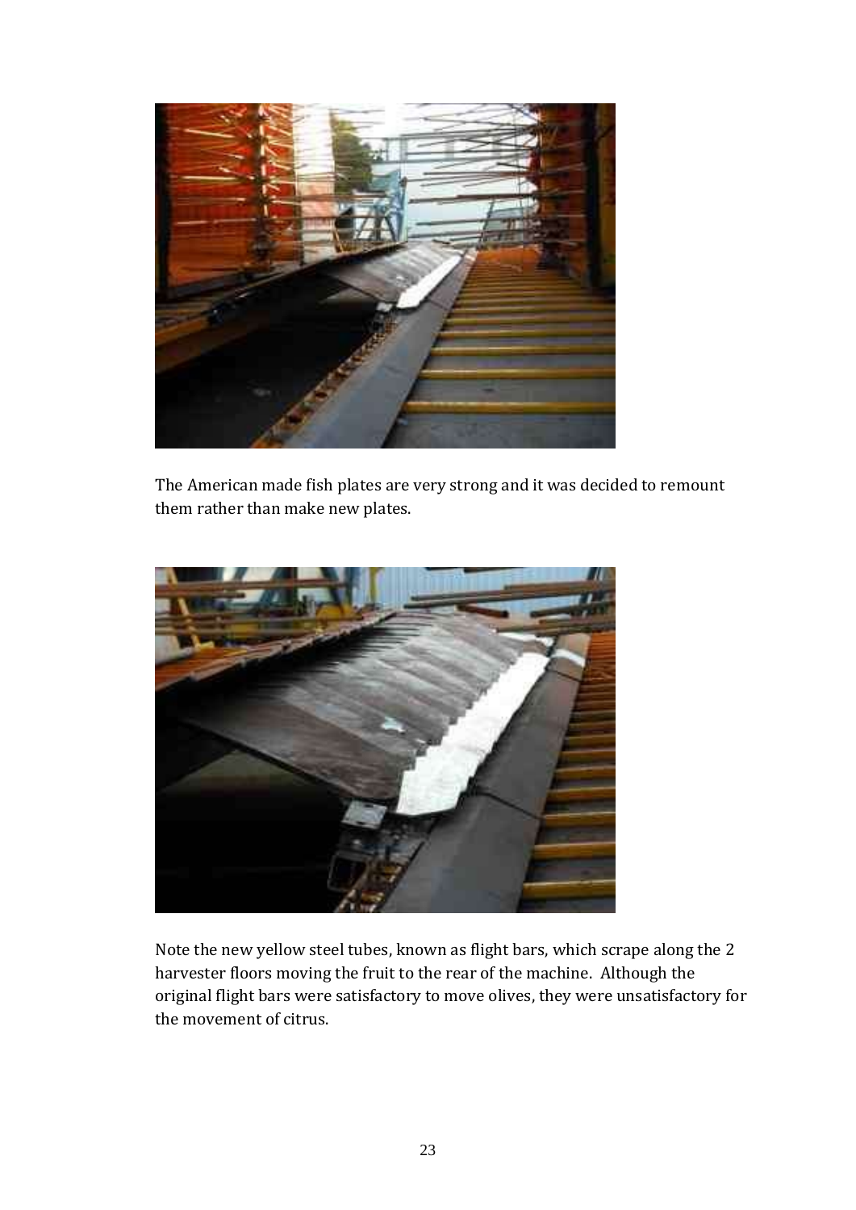The American made fish plates are very strong and it was decided to remount them rather than make new plates.

Note the new yellow steel tubes, known as flight bars, which scrape along the 2 harvester floors moving the fruit to the rear of the machine. Although the original flight bars were satisfactory to move olives, they were unsatisfactory for the movement of citrus.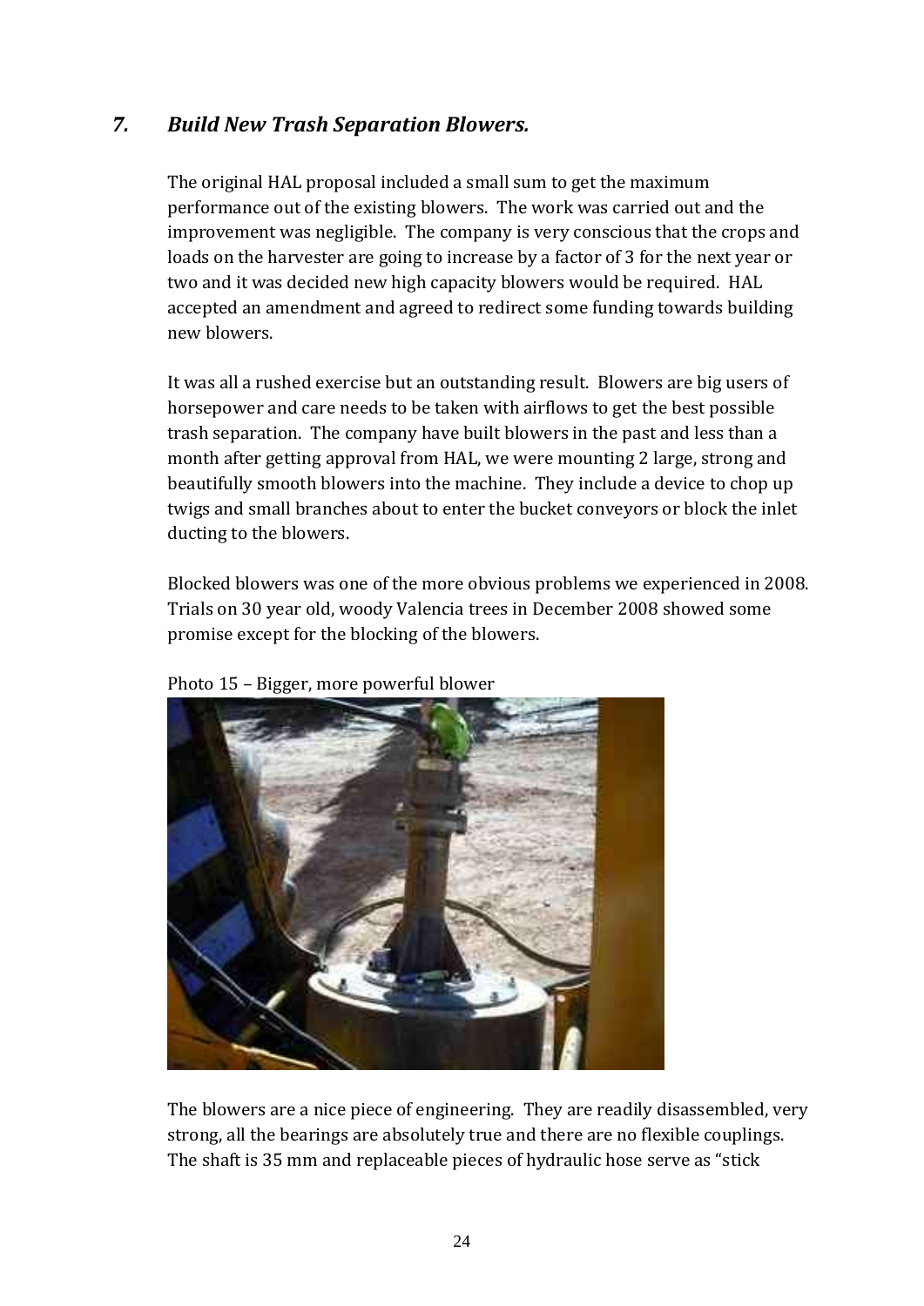## *7. Build New Trash Separation Blowers.*

The original HAL proposal included a small sum to get the maximum performance out of the existing blowers. The work was carried out and the improvement was negligible. The company is very conscious that the crops and loads on the harvester are going to increase by a factor of 3 for the next year or two and it was decided new high capacity blowers would be required. HAL accepted an amendment and agreed to redirect some funding towards building new blowers.

It was all a rushed exercise but an outstanding result. Blowers are big users of horsepower and care needs to be taken with airflows to get the best possible trash separation. The company have built blowers in the past and less than a month after getting approval from HAL, we were mounting 2 large, strong and beautifully smooth blowers into the machine. They include a device to chop up twigs and small branches about to enter the bucket conveyors or block the inlet ducting to the blowers.

Blocked blowers was one of the more obvious problems we experienced in 2008. Trials on 30 year old, woody Valencia trees in December 2008 showed some promise except for the blocking of the blowers.

Photo 15 – Bigger, more powerful blower

The blowers are a nice piece of engineering. They are readily disassembled, very strong, all the bearings are absolutely true and there are no flexible couplings. The shaft is 35 mm and replaceable pieces of hydraulic hose serve as "stick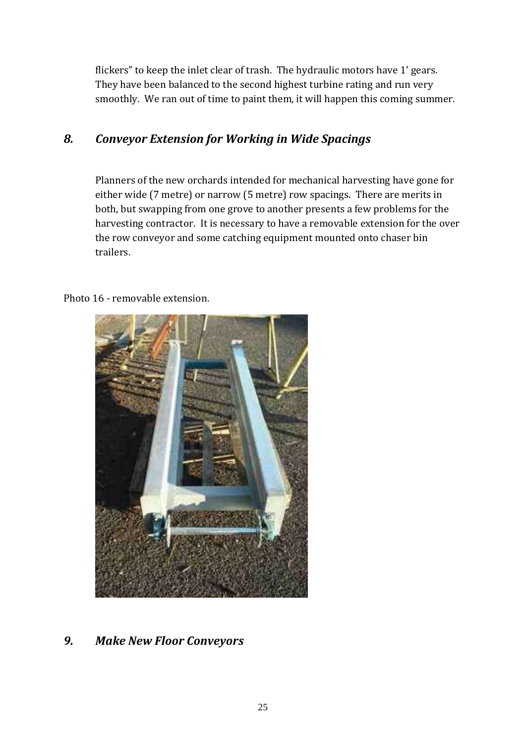flickers" to keep the inlet clear of trash. The hydraulic motors have 1' gears. They have been balanced to the second highest turbine rating and run very smoothly. We ran out of time to paint them, it will happen this coming summer.

## *8. Conveyor Extension for Working in Wide Spacings*

Planners of the new orchards intended for mechanical harvesting have gone for either wide (7 metre) or narrow (5 metre) row spacings. There are merits in both, but swapping from one grove to another presents a few problems for the harvesting contractor. It is necessary to have a removable extension for the over the row conveyor and some catching equipment mounted onto chaser bin trailers.

Photo 16 - removable extension.

## *9. Make New Floor Conveyors*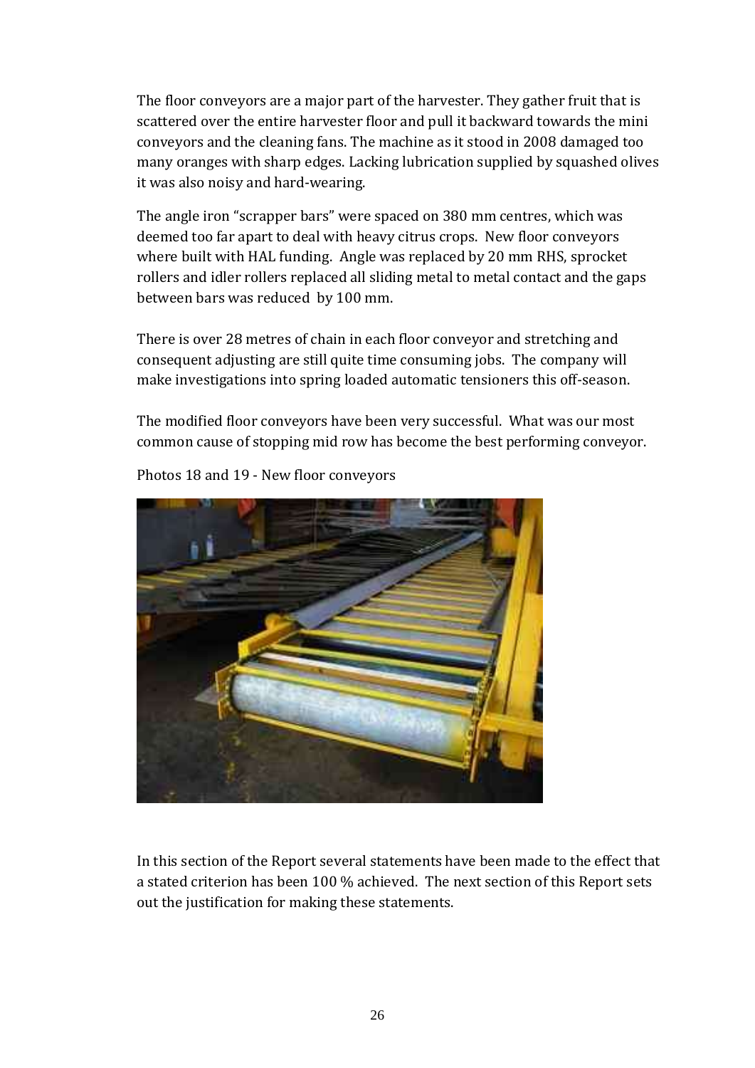The floor conveyors are a major part of the harvester. They gather fruit that is scattered over the entire harvester floor and pull it backward towards the mini conveyors and the cleaning fans. The machine as it stood in 2008 damaged too many oranges with sharp edges. Lacking lubrication supplied by squashed olives it was also noisy and hard-wearing.

The angle iron "scrapper bars" were spaced on 380 mm centres, which was deemed too far apart to deal with heavy citrus crops. New floor conveyors where built with HAL funding. Angle was replaced by 20 mm RHS, sprocket rollers and idler rollers replaced all sliding metal to metal contact and the gaps between bars was reduced by 100 mm.

There is over 28 metres of chain in each floor conveyor and stretching and consequent adjusting are still quite time consuming jobs. The company will make investigations into spring loaded automatic tensioners this off-season.

The modified floor conveyors have been very successful. What was our most common cause of stopping mid row has become the best performing conveyor.

Photos 18 and 19 - New floor conveyors

In this section of the Report several statements have been made to the effect that a stated criterion has been 100 % achieved. The next section of this Report sets out the justification for making these statements.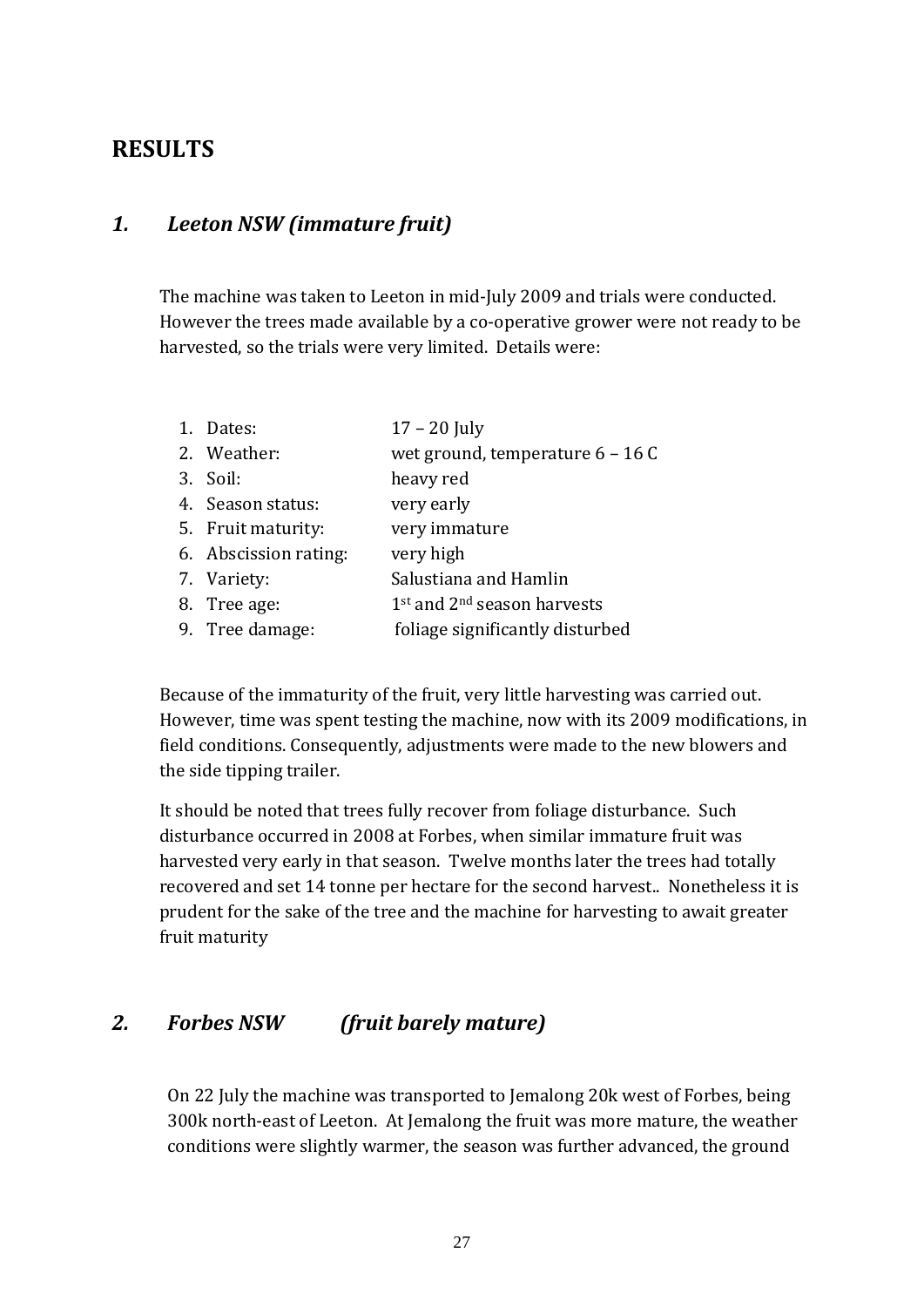# RESULTS

## *1. Leeton NSW (immature fruit)*

The machine was taken to Leeton in mid-July 2009 and trials were conducted. However the trees made available by a co-operative grower were not ready to be harvested, so the trials were very limited. Details were:

1. Dates: 17 – 20 July
2. Weather: wet ground, temperature 6 – 16 C
3. Soil: heavy red
4. Season status: very early
5. Fruit maturity: very immature
6. Abscission rating: very high
7. Variety: Salustiana and Hamlin
8. Tree age: 1st and 2nd season harvests
9. Tree damage: foliage significantly disturbed

Because of the immaturity of the fruit, very little harvesting was carried out. However, time was spent testing the machine, now with its 2009 modifications, in field conditions. Consequently, adjustments were made to the new blowers and the side tipping trailer.

It should be noted that trees fully recover from foliage disturbance. Such disturbance occurred in 2008 at Forbes, when similar immature fruit was harvested very early in that season. Twelve months later the trees had totally recovered and set 14 tonne per hectare for the second harvest.. Nonetheless it is prudent for the sake of the tree and the machine for harvesting to await greater fruit maturity

## *2. Forbes NSW (fruit barely mature)*

On 22 July the machine was transported to Jemalong 20k west of Forbes, being 300k north-east of Leeton. At Jemalong the fruit was more mature, the weather conditions were slightly warmer, the season was further advanced, the ground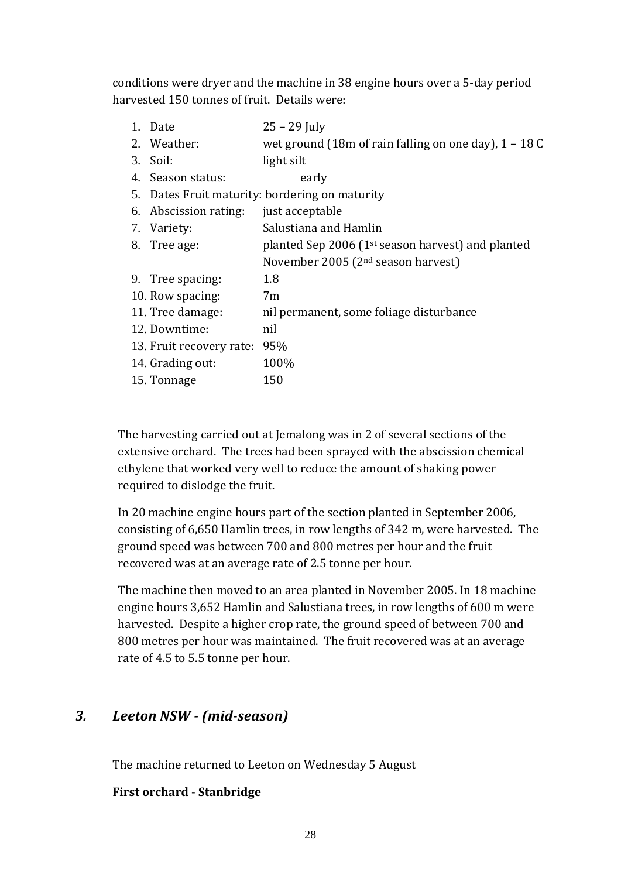conditions were dryer and the machine in 38 engine hours over a 5-day period harvested 150 tonnes of fruit. Details were:

1. Date 25 – 29 July
2. Weather: wet ground (18m of rain falling on one day), 1 – 18 C
3. Soil: light silt
4. Season status: early
5. Dates Fruit maturity: bordering on maturity
6. Abscission rating: just acceptable
7. Variety: Salustiana and Hamlin
8. Tree age: planted Sep 2006 (1st season harvest) and planted November 2005 (2nd season harvest)
9. Tree spacing: 1.8
10. Row spacing: 7m
11. Tree damage: nil permanent, some foliage disturbance
12. Downtime: nil
13. Fruit recovery rate: 95%
14. Grading out: 100%
15. Tonnage 150

The harvesting carried out at Jemalong was in 2 of several sections of the extensive orchard. The trees had been sprayed with the abscission chemical ethylene that worked very well to reduce the amount of shaking power required to dislodge the fruit.

In 20 machine engine hours part of the section planted in September 2006, consisting of 6,650 Hamlin trees, in row lengths of 342 m, were harvested. The ground speed was between 700 and 800 metres per hour and the fruit recovered was at an average rate of 2.5 tonne per hour.

The machine then moved to an area planted in November 2005. In 18 machine engine hours 3,652 Hamlin and Salustiana trees, in row lengths of 600 m were harvested. Despite a higher crop rate, the ground speed of between 700 and 800 metres per hour was maintained. The fruit recovered was at an average rate of 4.5 to 5.5 tonne per hour.

## *3. Leeton NSW - (mid-season)*

The machine returned to Leeton on Wednesday 5 August

**First orchard - Stanbridge**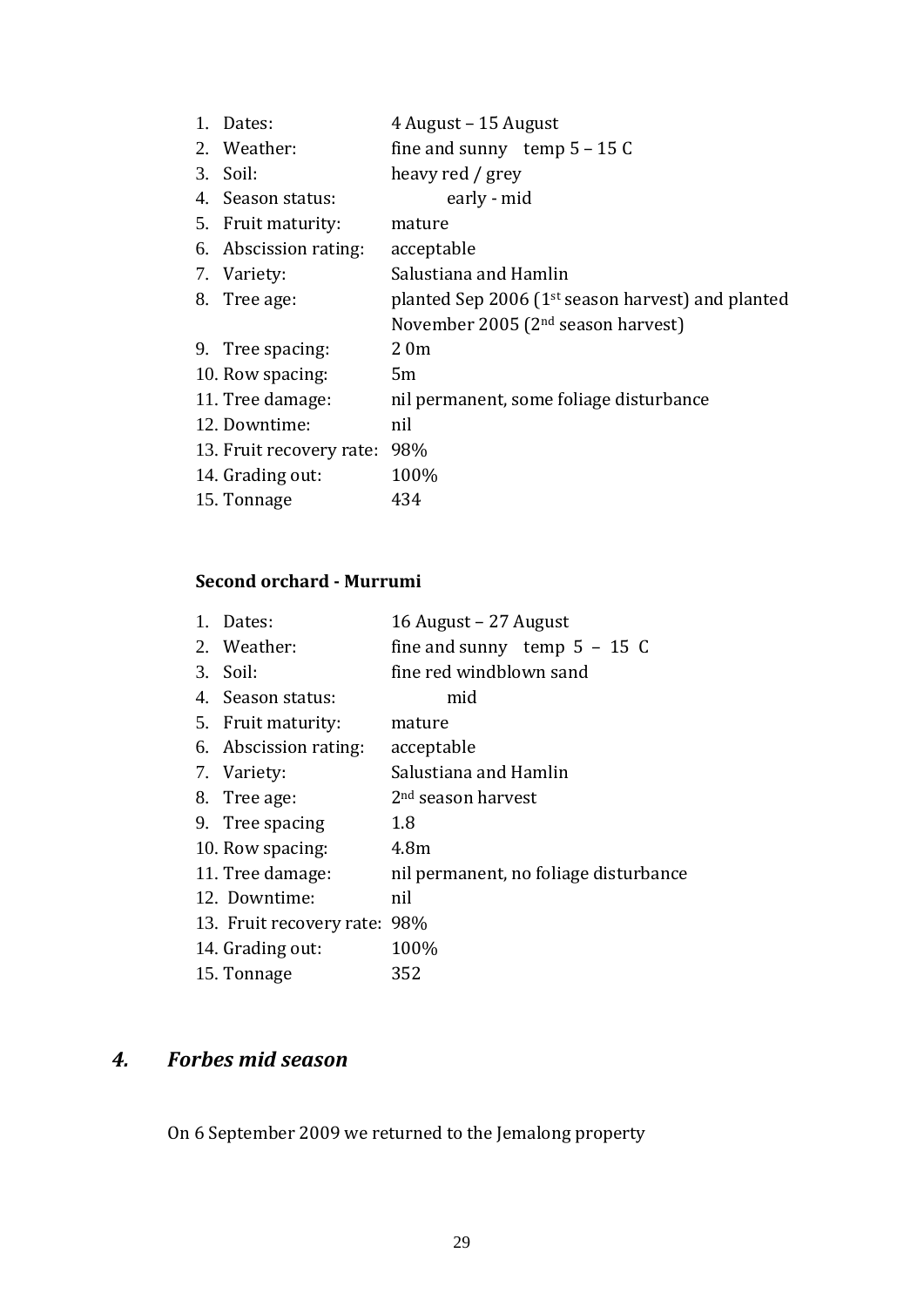1. Dates: 4 August – 15 August
2. Weather: fine and sunny temp 5 – 15 C
3. Soil: heavy red / grey
4. Season status: early - mid
5. Fruit maturity: mature
6. Abscission rating: acceptable
7. Variety: Salustiana and Hamlin
8. Tree age: planted Sep 2006 (1st season harvest) and planted November 2005 (2nd season harvest)
9. Tree spacing: 2 0m
10. Row spacing: 5m
11. Tree damage: nil permanent, some foliage disturbance
12. Downtime: nil
13. Fruit recovery rate: 98%
14. Grading out: 100%
15. Tonnage 434

**Second orchard - Murrumi**

1. Dates: 16 August – 27 August
2. Weather: fine and sunny temp 5 – 15 C
3. Soil: fine red windblown sand
4. Season status: mid
5. Fruit maturity: mature
6. Abscission rating: acceptable
7. Variety: Salustiana and Hamlin
8. Tree age: 2nd season harvest
9. Tree spacing 1.8
10. Row spacing: 4.8m
11. Tree damage: nil permanent, no foliage disturbance
12. Downtime: nil
13. Fruit recovery rate: 98%
14. Grading out: 100%
15. Tonnage 352

## *4. Forbes mid season*

On 6 September 2009 we returned to the Jemalong property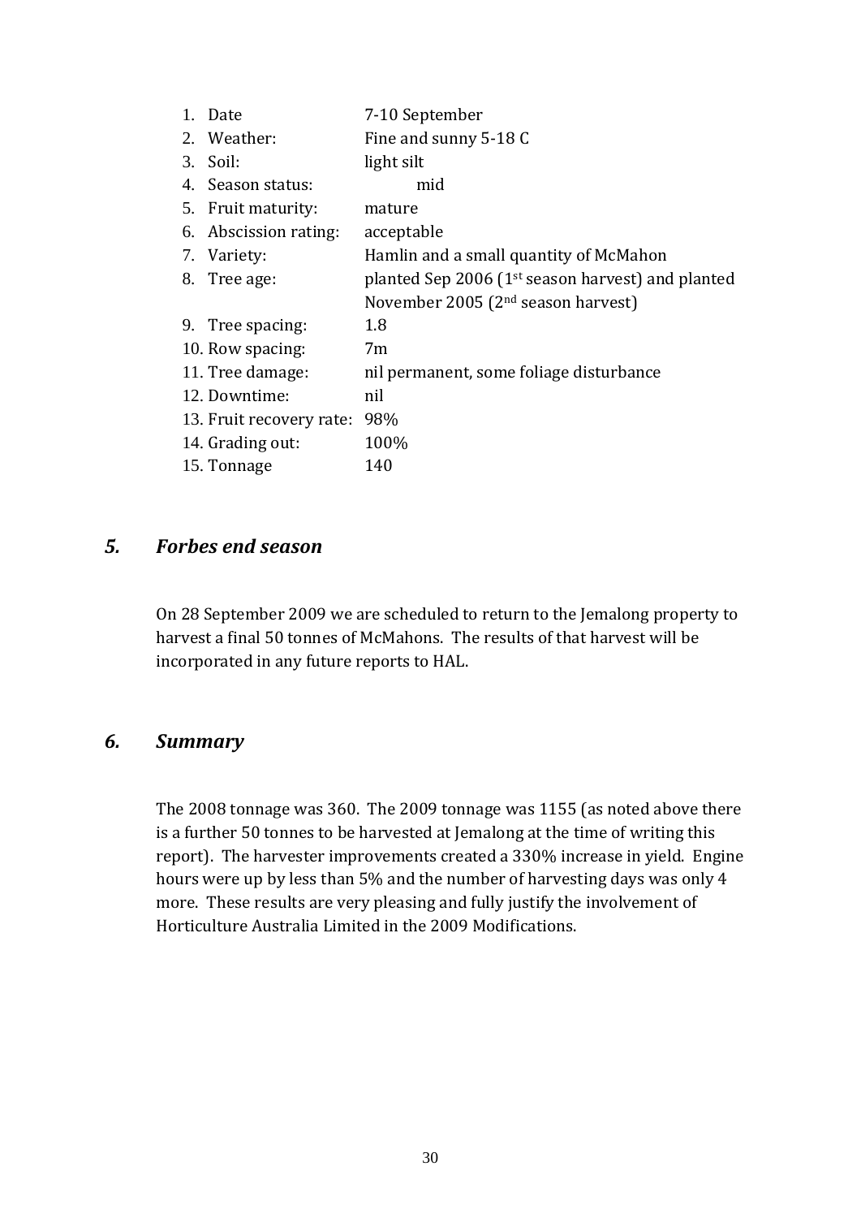1. Date 7-10 September
2. Weather: Fine and sunny 5-18 C
3. Soil: light silt
4. Season status: mid
5. Fruit maturity: mature
6. Abscission rating: acceptable
7. Variety: Hamlin and a small quantity of McMahon
8. Tree age: planted Sep 2006 (1st season harvest) and planted November 2005 (2nd season harvest)
9. Tree spacing: 1.8
10. Row spacing: 7m
11. Tree damage: nil permanent, some foliage disturbance
12. Downtime: nil
13. Fruit recovery rate: 98%
14. Grading out: 100%
15. Tonnage 140

## *5. Forbes end season*

On 28 September 2009 we are scheduled to return to the Jemalong property to harvest a final 50 tonnes of McMahons. The results of that harvest will be incorporated in any future reports to HAL.

## *6. Summary*

The 2008 tonnage was 360. The 2009 tonnage was 1155 (as noted above there is a further 50 tonnes to be harvested at Jemalong at the time of writing this report). The harvester improvements created a 330% increase in yield. Engine hours were up by less than 5% and the number of harvesting days was only 4 more. These results are very pleasing and fully justify the involvement of Horticulture Australia Limited in the 2009 Modifications.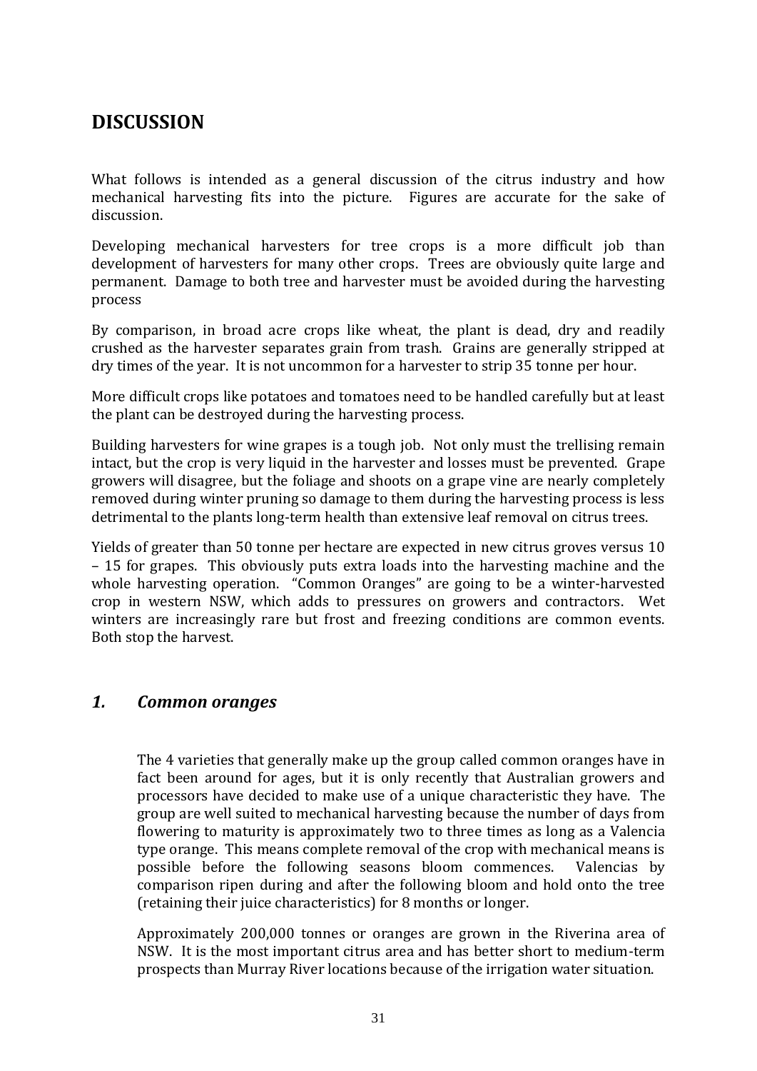# DISCUSSION

What follows is intended as a general discussion of the citrus industry and how mechanical harvesting fits into the picture. Figures are accurate for the sake of discussion.

Developing mechanical harvesters for tree crops is a more difficult job than development of harvesters for many other crops. Trees are obviously quite large and permanent. Damage to both tree and harvester must be avoided during the harvesting process

By comparison, in broad acre crops like wheat, the plant is dead, dry and readily crushed as the harvester separates grain from trash. Grains are generally stripped at dry times of the year. It is not uncommon for a harvester to strip 35 tonne per hour.

More difficult crops like potatoes and tomatoes need to be handled carefully but at least the plant can be destroyed during the harvesting process.

Building harvesters for wine grapes is a tough job. Not only must the trellising remain intact, but the crop is very liquid in the harvester and losses must be prevented. Grape growers will disagree, but the foliage and shoots on a grape vine are nearly completely removed during winter pruning so damage to them during the harvesting process is less detrimental to the plants long-term health than extensive leaf removal on citrus trees.

Yields of greater than 50 tonne per hectare are expected in new citrus groves versus 10 – 15 for grapes. This obviously puts extra loads into the harvesting machine and the whole harvesting operation. "Common Oranges" are going to be a winter-harvested crop in western NSW, which adds to pressures on growers and contractors. Wet winters are increasingly rare but frost and freezing conditions are common events. Both stop the harvest.

## *1. Common oranges*

The 4 varieties that generally make up the group called common oranges have in fact been around for ages, but it is only recently that Australian growers and processors have decided to make use of a unique characteristic they have. The group are well suited to mechanical harvesting because the number of days from flowering to maturity is approximately two to three times as long as a Valencia type orange. This means complete removal of the crop with mechanical means is possible before the following seasons bloom commences. Valencias by comparison ripen during and after the following bloom and hold onto the tree (retaining their juice characteristics) for 8 months or longer.

Approximately 200,000 tonnes or oranges are grown in the Riverina area of NSW. It is the most important citrus area and has better short to medium-term prospects than Murray River locations because of the irrigation water situation.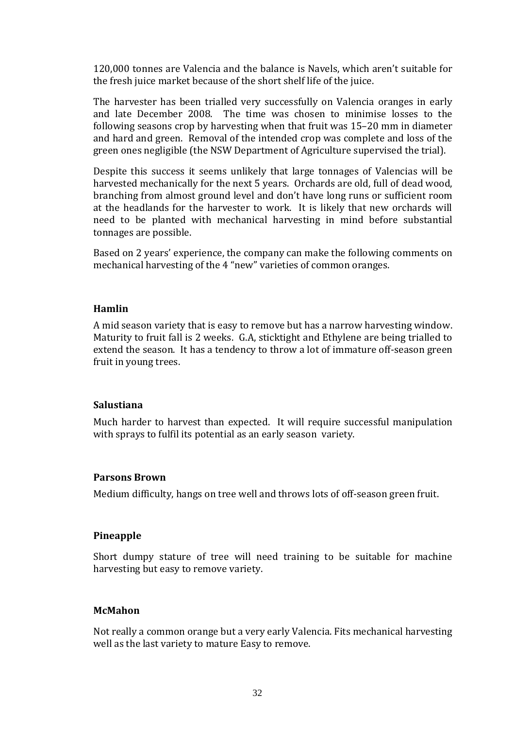120,000 tonnes are Valencia and the balance is Navels, which aren't suitable for the fresh juice market because of the short shelf life of the juice.

The harvester has been trialled very successfully on Valencia oranges in early and late December 2008. The time was chosen to minimise losses to the following seasons crop by harvesting when that fruit was 15–20 mm in diameter and hard and green. Removal of the intended crop was complete and loss of the green ones negligible (the NSW Department of Agriculture supervised the trial).

Despite this success it seems unlikely that large tonnages of Valencias will be harvested mechanically for the next 5 years. Orchards are old, full of dead wood, branching from almost ground level and don't have long runs or sufficient room at the headlands for the harvester to work. It is likely that new orchards will need to be planted with mechanical harvesting in mind before substantial tonnages are possible.

Based on 2 years' experience, the company can make the following comments on mechanical harvesting of the 4 "new" varieties of common oranges.

**Hamlin**

A mid season variety that is easy to remove but has a narrow harvesting window. Maturity to fruit fall is 2 weeks. G.A, sticktight and Ethylene are being trialled to extend the season. It has a tendency to throw a lot of immature off-season green fruit in young trees.

**Salustiana**

Much harder to harvest than expected. It will require successful manipulation with sprays to fulfil its potential as an early season variety.

**Parsons Brown**

Medium difficulty, hangs on tree well and throws lots of off-season green fruit.

**Pineapple**

Short dumpy stature of tree will need training to be suitable for machine harvesting but easy to remove variety.

**McMahon**

Not really a common orange but a very early Valencia. Fits mechanical harvesting well as the last variety to mature Easy to remove.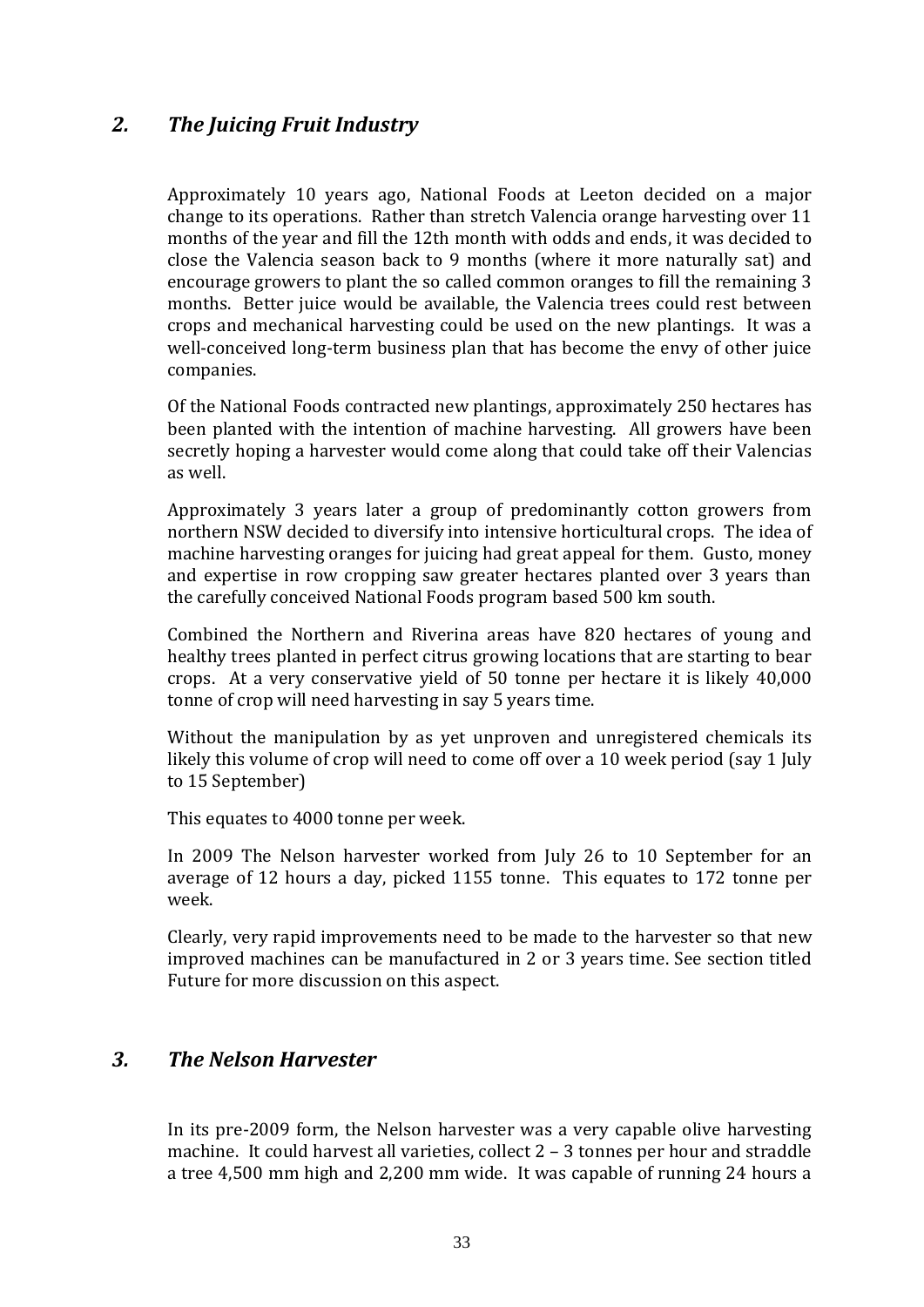## *2. The Juicing Fruit Industry*

Approximately 10 years ago, National Foods at Leeton decided on a major change to its operations. Rather than stretch Valencia orange harvesting over 11 months of the year and fill the 12th month with odds and ends, it was decided to close the Valencia season back to 9 months (where it more naturally sat) and encourage growers to plant the so called common oranges to fill the remaining 3 months. Better juice would be available, the Valencia trees could rest between crops and mechanical harvesting could be used on the new plantings. It was a well-conceived long-term business plan that has become the envy of other juice companies.

Of the National Foods contracted new plantings, approximately 250 hectares has been planted with the intention of machine harvesting. All growers have been secretly hoping a harvester would come along that could take off their Valencias as well.

Approximately 3 years later a group of predominantly cotton growers from northern NSW decided to diversify into intensive horticultural crops. The idea of machine harvesting oranges for juicing had great appeal for them. Gusto, money and expertise in row cropping saw greater hectares planted over 3 years than the carefully conceived National Foods program based 500 km south.

Combined the Northern and Riverina areas have 820 hectares of young and healthy trees planted in perfect citrus growing locations that are starting to bear crops. At a very conservative yield of 50 tonne per hectare it is likely 40,000 tonne of crop will need harvesting in say 5 years time.

Without the manipulation by as yet unproven and unregistered chemicals its likely this volume of crop will need to come off over a 10 week period (say 1 July to 15 September)

This equates to 4000 tonne per week.

In 2009 The Nelson harvester worked from July 26 to 10 September for an average of 12 hours a day, picked 1155 tonne. This equates to 172 tonne per week.

Clearly, very rapid improvements need to be made to the harvester so that new improved machines can be manufactured in 2 or 3 years time. See section titled Future for more discussion on this aspect.

## *3. The Nelson Harvester*

In its pre-2009 form, the Nelson harvester was a very capable olive harvesting machine. It could harvest all varieties, collect 2 – 3 tonnes per hour and straddle a tree 4,500 mm high and 2,200 mm wide. It was capable of running 24 hours a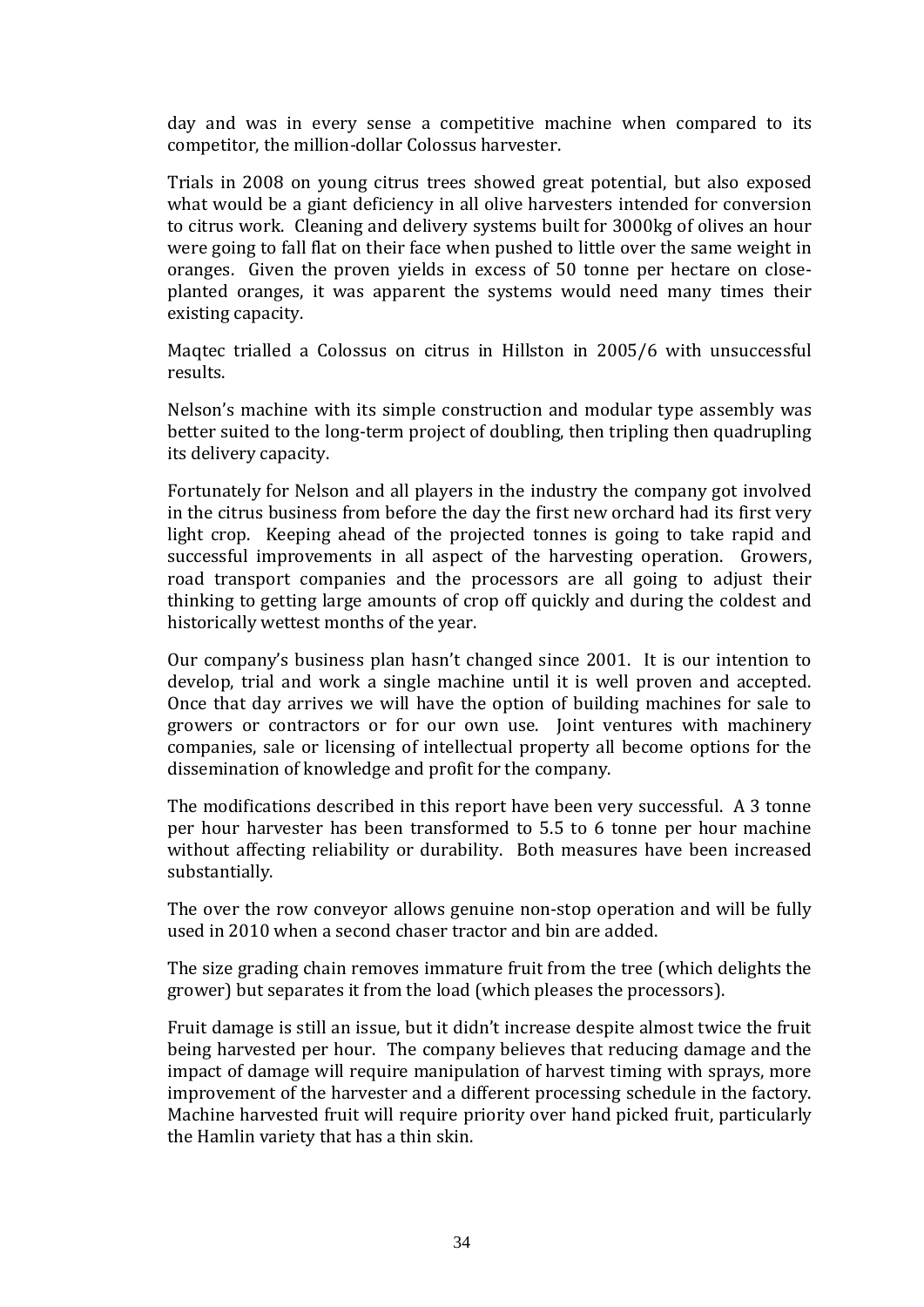day and was in every sense a competitive machine when compared to its competitor, the million-dollar Colossus harvester.

Trials in 2008 on young citrus trees showed great potential, but also exposed what would be a giant deficiency in all olive harvesters intended for conversion to citrus work. Cleaning and delivery systems built for 3000kg of olives an hour were going to fall flat on their face when pushed to little over the same weight in oranges. Given the proven yields in excess of 50 tonne per hectare on close-planted oranges, it was apparent the systems would need many times their existing capacity.

Maqtec trialled a Colossus on citrus in Hillston in 2005/6 with unsuccessful results.

Nelson's machine with its simple construction and modular type assembly was better suited to the long-term project of doubling, then tripling then quadrupling its delivery capacity.

Fortunately for Nelson and all players in the industry the company got involved in the citrus business from before the day the first new orchard had its first very light crop. Keeping ahead of the projected tonnes is going to take rapid and successful improvements in all aspect of the harvesting operation. Growers, road transport companies and the processors are all going to adjust their thinking to getting large amounts of crop off quickly and during the coldest and historically wettest months of the year.

Our company's business plan hasn't changed since 2001. It is our intention to develop, trial and work a single machine until it is well proven and accepted. Once that day arrives we will have the option of building machines for sale to growers or contractors or for our own use. Joint ventures with machinery companies, sale or licensing of intellectual property all become options for the dissemination of knowledge and profit for the company.

The modifications described in this report have been very successful. A 3 tonne per hour harvester has been transformed to 5.5 to 6 tonne per hour machine without affecting reliability or durability. Both measures have been increased substantially.

The over the row conveyor allows genuine non-stop operation and will be fully used in 2010 when a second chaser tractor and bin are added.

The size grading chain removes immature fruit from the tree (which delights the grower) but separates it from the load (which pleases the processors).

Fruit damage is still an issue, but it didn't increase despite almost twice the fruit being harvested per hour. The company believes that reducing damage and the impact of damage will require manipulation of harvest timing with sprays, more improvement of the harvester and a different processing schedule in the factory. Machine harvested fruit will require priority over hand picked fruit, particularly the Hamlin variety that has a thin skin.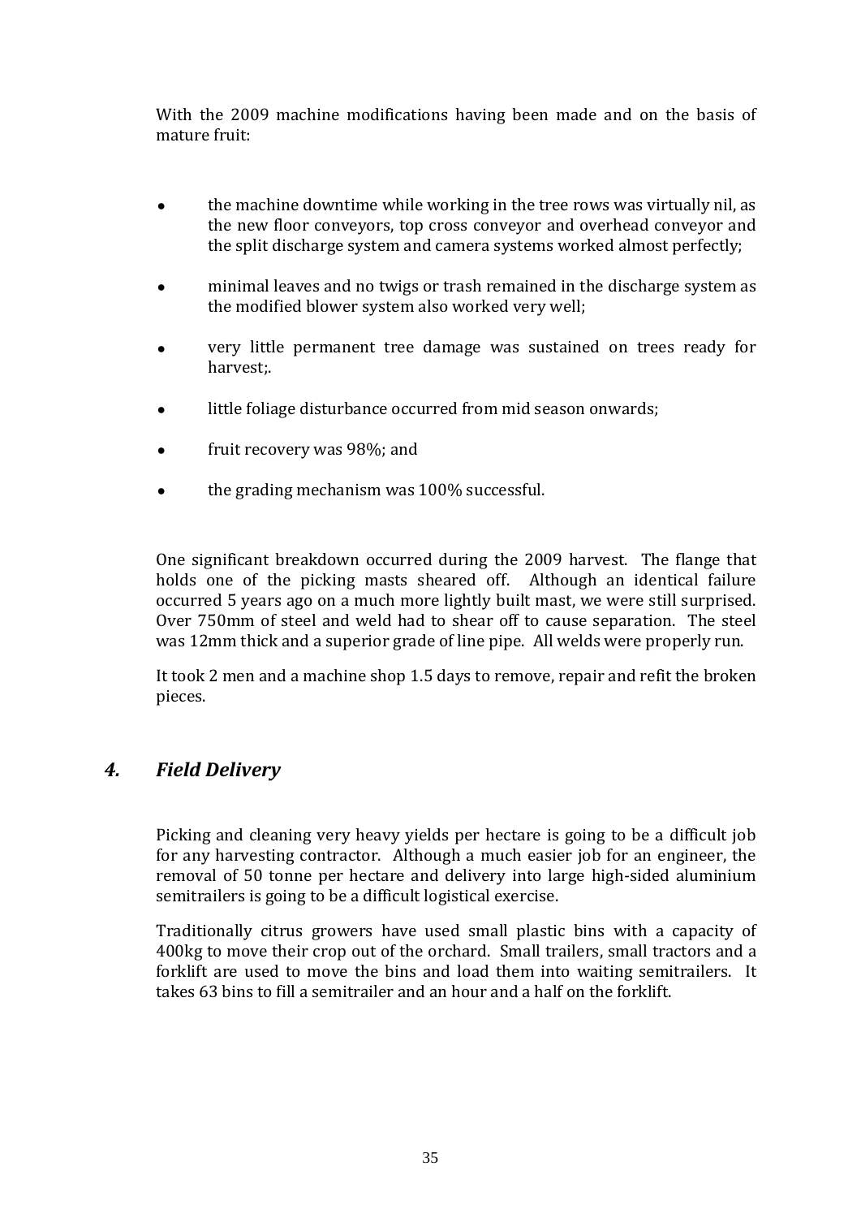With the 2009 machine modifications having been made and on the basis of mature fruit:

- the machine downtime while working in the tree rows was virtually nil, as the new floor conveyors, top cross conveyor and overhead conveyor and the split discharge system and camera systems worked almost perfectly;
- minimal leaves and no twigs or trash remained in the discharge system as the modified blower system also worked very well;
- very little permanent tree damage was sustained on trees ready for harvest;.
- little foliage disturbance occurred from mid season onwards;
- fruit recovery was 98%; and
- the grading mechanism was 100% successful.

One significant breakdown occurred during the 2009 harvest. The flange that holds one of the picking masts sheared off. Although an identical failure occurred 5 years ago on a much more lightly built mast, we were still surprised. Over 750mm of steel and weld had to shear off to cause separation. The steel was 12mm thick and a superior grade of line pipe. All welds were properly run.

It took 2 men and a machine shop 1.5 days to remove, repair and refit the broken pieces.

## *4. Field Delivery*

Picking and cleaning very heavy yields per hectare is going to be a difficult job for any harvesting contractor. Although a much easier job for an engineer, the removal of 50 tonne per hectare and delivery into large high-sided aluminium semitrailers is going to be a difficult logistical exercise.

Traditionally citrus growers have used small plastic bins with a capacity of 400kg to move their crop out of the orchard. Small trailers, small tractors and a forklift are used to move the bins and load them into waiting semitrailers. It takes 63 bins to fill a semitrailer and an hour and a half on the forklift.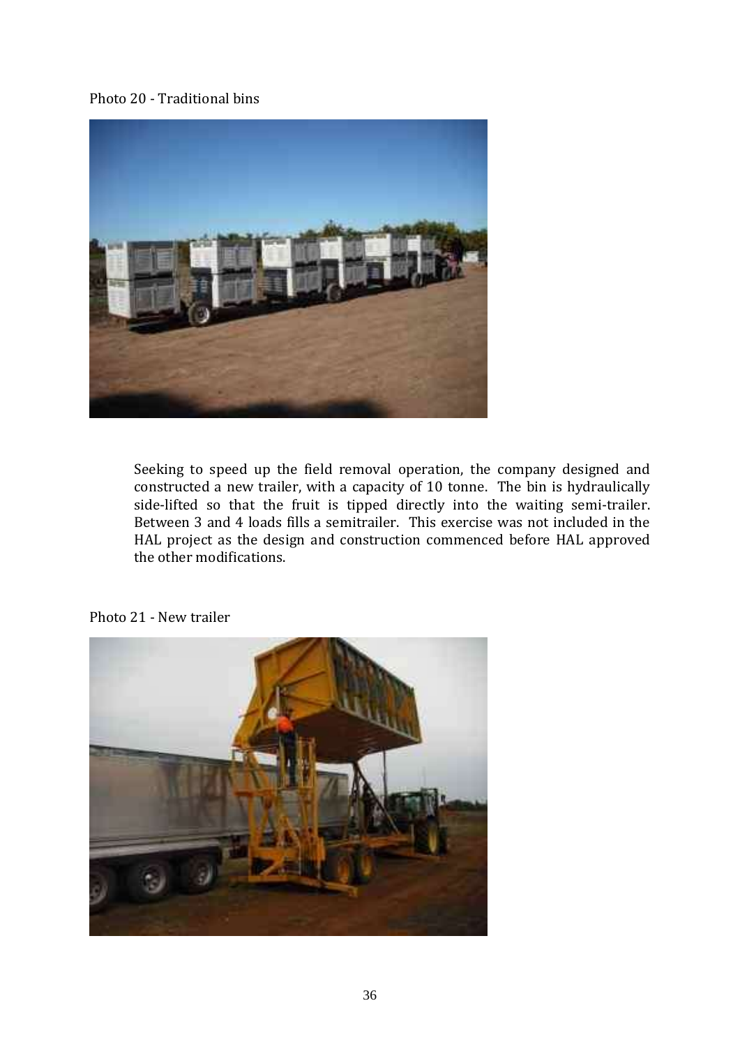Photo 20 - Traditional bins

Seeking to speed up the field removal operation, the company designed and constructed a new trailer, with a capacity of 10 tonne. The bin is hydraulically side-lifted so that the fruit is tipped directly into the waiting semi-trailer. Between 3 and 4 loads fills a semitrailer. This exercise was not included in the HAL project as the design and construction commenced before HAL approved the other modifications.

Photo 21 - New trailer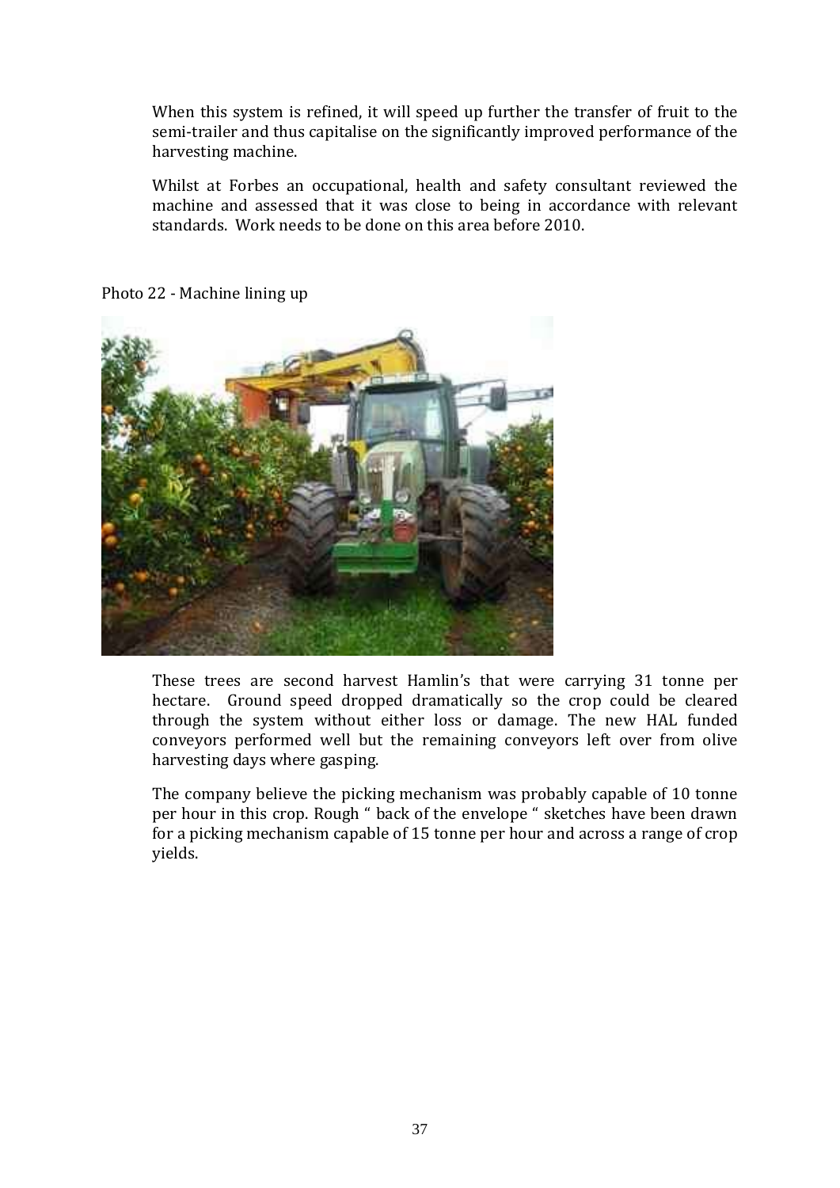When this system is refined, it will speed up further the transfer of fruit to the semi-trailer and thus capitalise on the significantly improved performance of the harvesting machine.

Whilst at Forbes an occupational, health and safety consultant reviewed the machine and assessed that it was close to being in accordance with relevant standards. Work needs to be done on this area before 2010.

Photo 22 - Machine lining up

These trees are second harvest Hamlin's that were carrying 31 tonne per hectare. Ground speed dropped dramatically so the crop could be cleared through the system without either loss or damage. The new HAL funded conveyors performed well but the remaining conveyors left over from olive harvesting days where gasping.

The company believe the picking mechanism was probably capable of 10 tonne per hour in this crop. Rough " back of the envelope " sketches have been drawn for a picking mechanism capable of 15 tonne per hour and across a range of crop yields.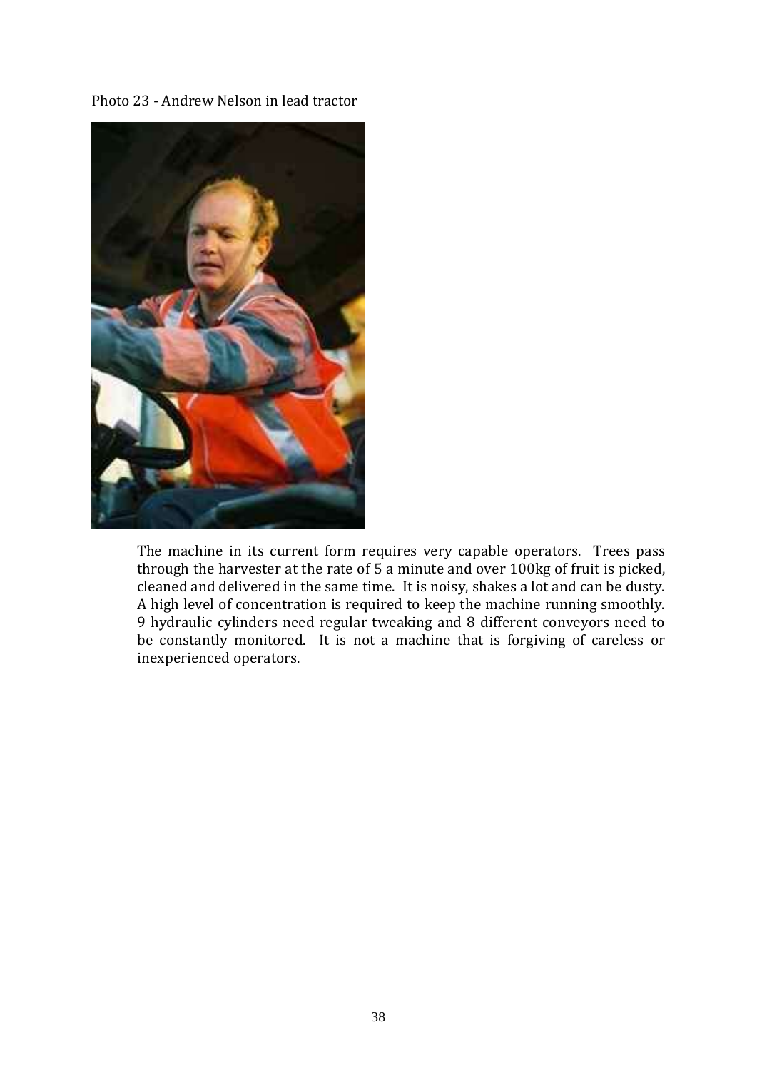Photo 23 - Andrew Nelson in lead tractor

The machine in its current form requires very capable operators. Trees pass through the harvester at the rate of 5 a minute and over 100kg of fruit is picked, cleaned and delivered in the same time. It is noisy, shakes a lot and can be dusty. A high level of concentration is required to keep the machine running smoothly. 9 hydraulic cylinders need regular tweaking and 8 different conveyors need to be constantly monitored. It is not a machine that is forgiving of careless or inexperienced operators.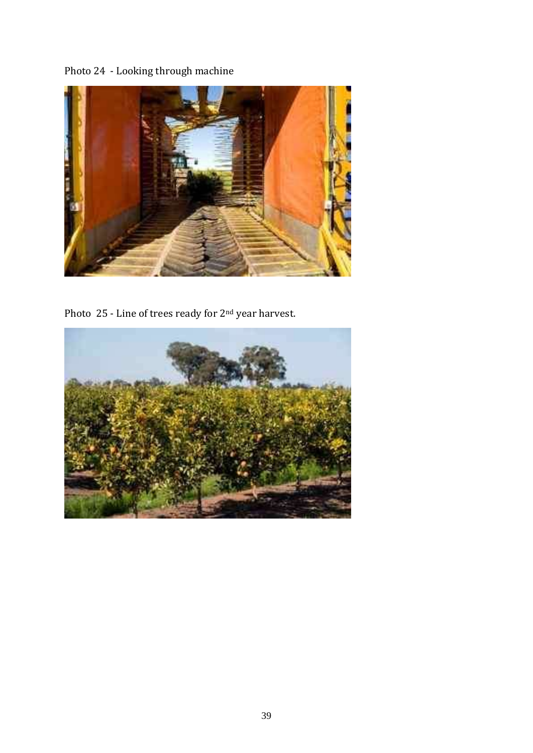Photo 24 - Looking through machine

Photo 25 - Line of trees ready for 2nd year harvest.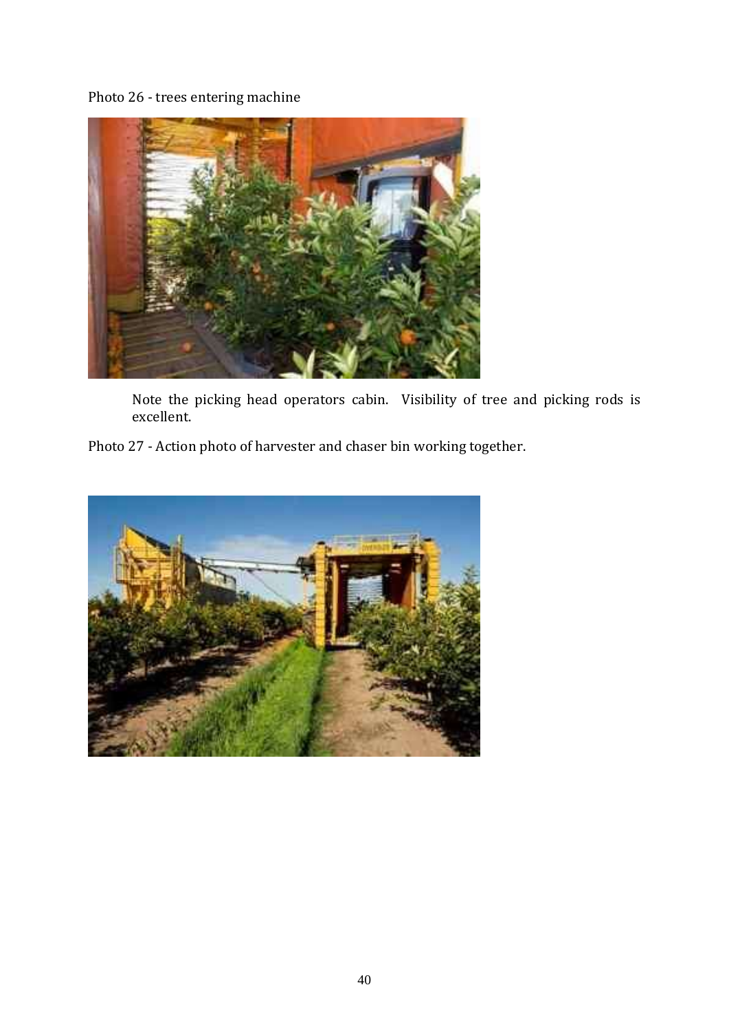Photo 26 - trees entering machine

Note the picking head operators cabin. Visibility of tree and picking rods is excellent.

Photo 27 - Action photo of harvester and chaser bin working together.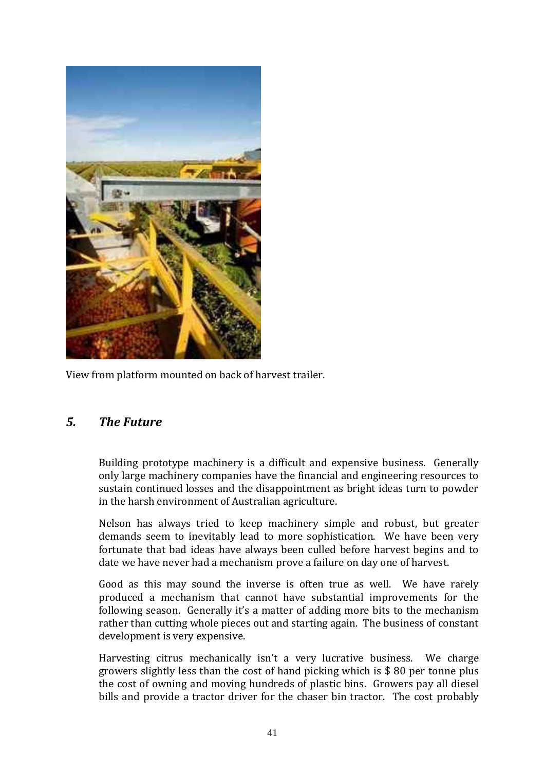View from platform mounted on back of harvest trailer.

## *5. The Future*

Building prototype machinery is a difficult and expensive business. Generally only large machinery companies have the financial and engineering resources to sustain continued losses and the disappointment as bright ideas turn to powder in the harsh environment of Australian agriculture.

Nelson has always tried to keep machinery simple and robust, but greater demands seem to inevitably lead to more sophistication. We have been very fortunate that bad ideas have always been culled before harvest begins and to date we have never had a mechanism prove a failure on day one of harvest.

Good as this may sound the inverse is often true as well. We have rarely produced a mechanism that cannot have substantial improvements for the following season. Generally it's a matter of adding more bits to the mechanism rather than cutting whole pieces out and starting again. The business of constant development is very expensive.

Harvesting citrus mechanically isn't a very lucrative business. We charge growers slightly less than the cost of hand picking which is $ 80 per tonne plus the cost of owning and moving hundreds of plastic bins. Growers pay all diesel bills and provide a tractor driver for the chaser bin tractor. The cost probably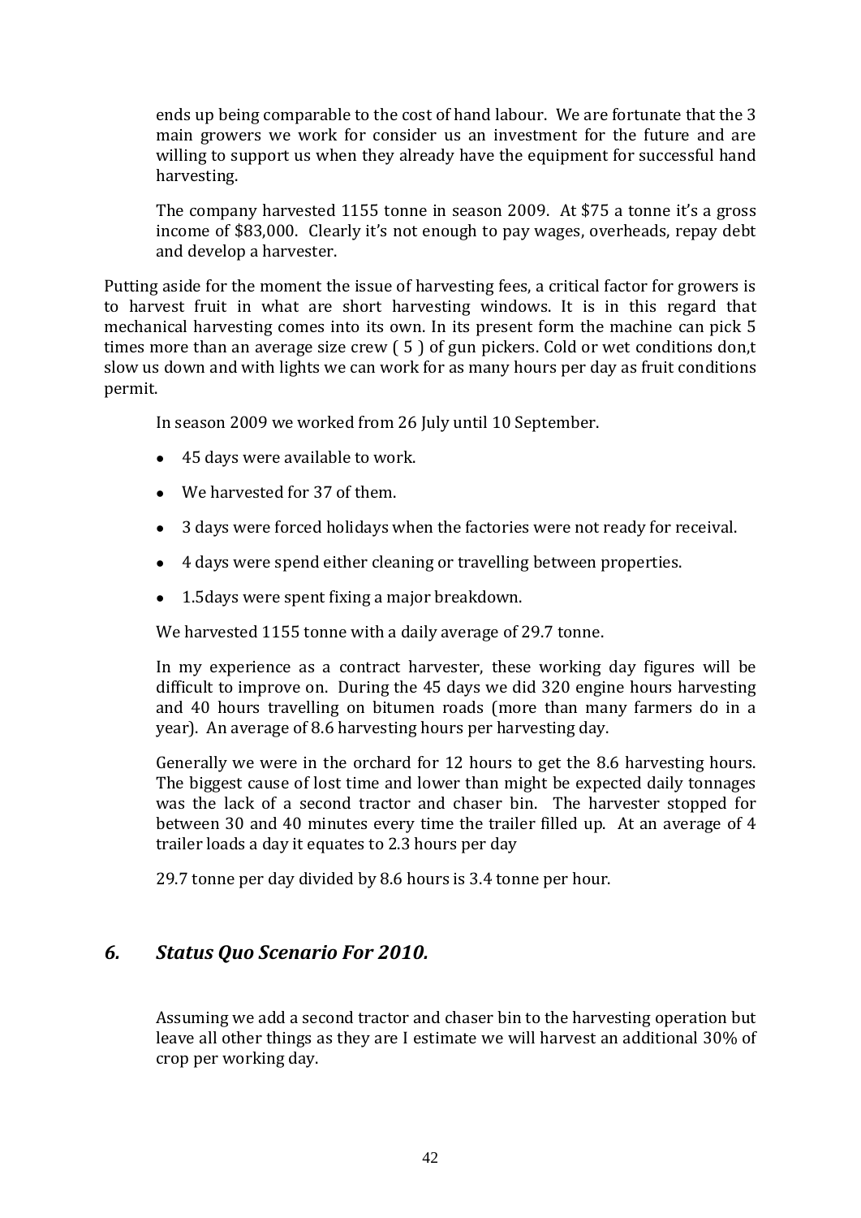ends up being comparable to the cost of hand labour. We are fortunate that the 3 main growers we work for consider us an investment for the future and are willing to support us when they already have the equipment for successful hand harvesting.

The company harvested 1155 tonne in season 2009. At $75 a tonne it's a gross income of $83,000. Clearly it's not enough to pay wages, overheads, repay debt and develop a harvester.

Putting aside for the moment the issue of harvesting fees, a critical factor for growers is to harvest fruit in what are short harvesting windows. It is in this regard that mechanical harvesting comes into its own. In its present form the machine can pick 5 times more than an average size crew ( 5 ) of gun pickers. Cold or wet conditions don,t slow us down and with lights we can work for as many hours per day as fruit conditions permit.

In season 2009 we worked from 26 July until 10 September.

- 45 days were available to work.
- We harvested for 37 of them.
- 3 days were forced holidays when the factories were not ready for receival.
- 4 days were spend either cleaning or travelling between properties.
- 1.5days were spent fixing a major breakdown.

We harvested 1155 tonne with a daily average of 29.7 tonne.

In my experience as a contract harvester, these working day figures will be difficult to improve on. During the 45 days we did 320 engine hours harvesting and 40 hours travelling on bitumen roads (more than many farmers do in a year). An average of 8.6 harvesting hours per harvesting day.

Generally we were in the orchard for 12 hours to get the 8.6 harvesting hours. The biggest cause of lost time and lower than might be expected daily tonnages was the lack of a second tractor and chaser bin. The harvester stopped for between 30 and 40 minutes every time the trailer filled up. At an average of 4 trailer loads a day it equates to 2.3 hours per day

29.7 tonne per day divided by 8.6 hours is 3.4 tonne per hour.

## *6. Status Quo Scenario For 2010.*

Assuming we add a second tractor and chaser bin to the harvesting operation but leave all other things as they are I estimate we will harvest an additional 30% of crop per working day.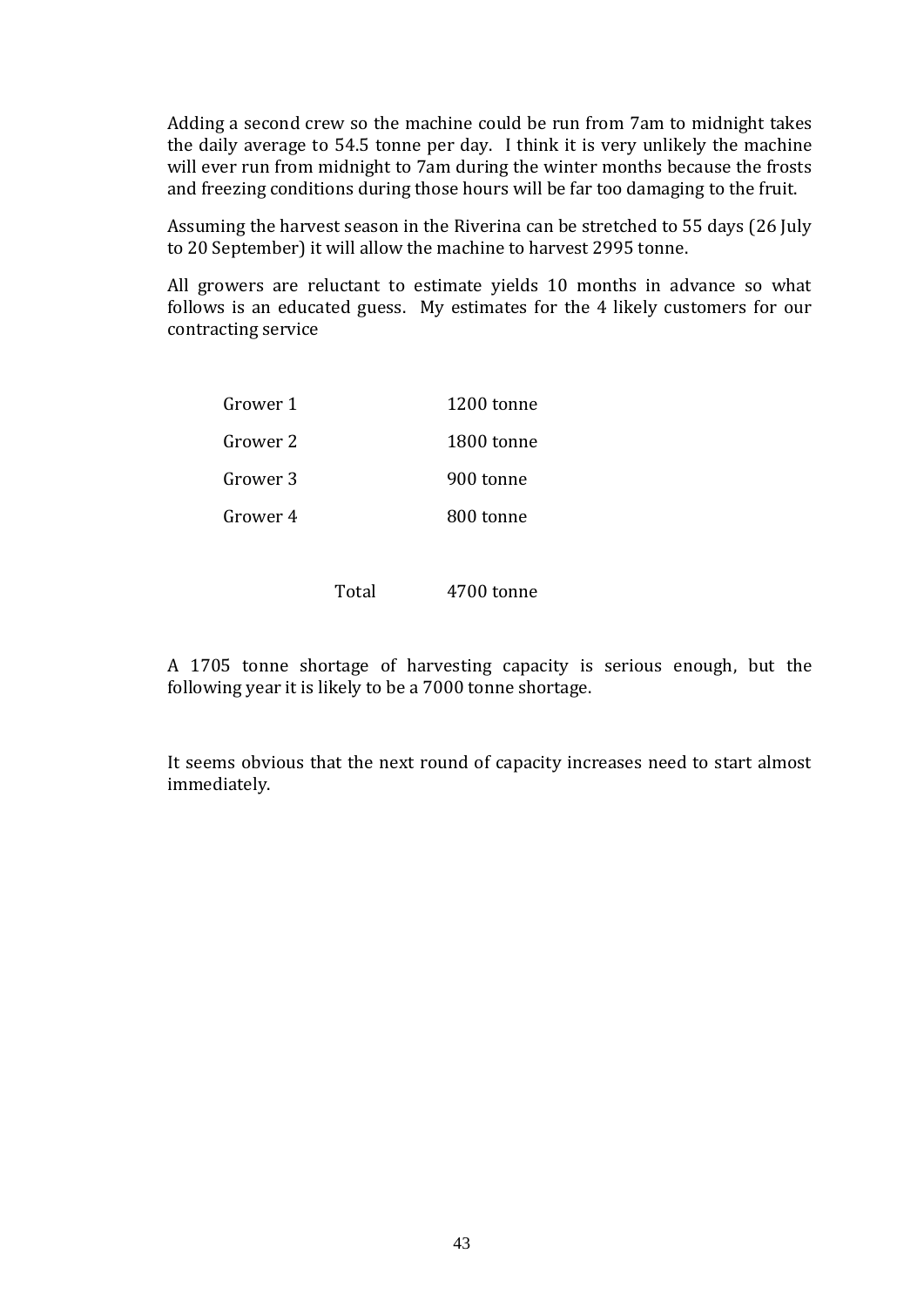Adding a second crew so the machine could be run from 7am to midnight takes the daily average to 54.5 tonne per day. I think it is very unlikely the machine will ever run from midnight to 7am during the winter months because the frosts and freezing conditions during those hours will be far too damaging to the fruit.

Assuming the harvest season in the Riverina can be stretched to 55 days (26 July to 20 September) it will allow the machine to harvest 2995 tonne.

All growers are reluctant to estimate yields 10 months in advance so what follows is an educated guess. My estimates for the 4 likely customers for our contracting service

| | |
|---|---|
| Grower 1 | 1200 tonne |
| Grower 2 | 1800 tonne |
| Grower 3 | 900 tonne |
| Grower 4 | 800 tonne |
| Total | 4700 tonne |

A 1705 tonne shortage of harvesting capacity is serious enough, but the following year it is likely to be a 7000 tonne shortage.

It seems obvious that the next round of capacity increases need to start almost immediately.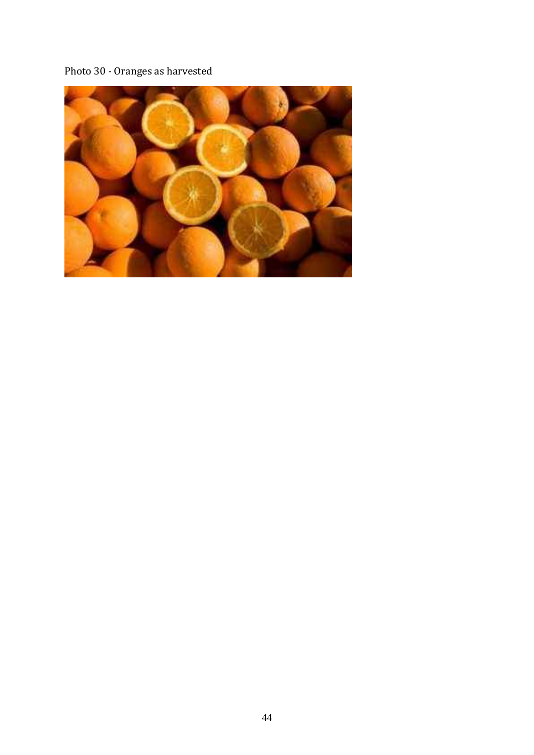Photo 30 - Oranges as harvested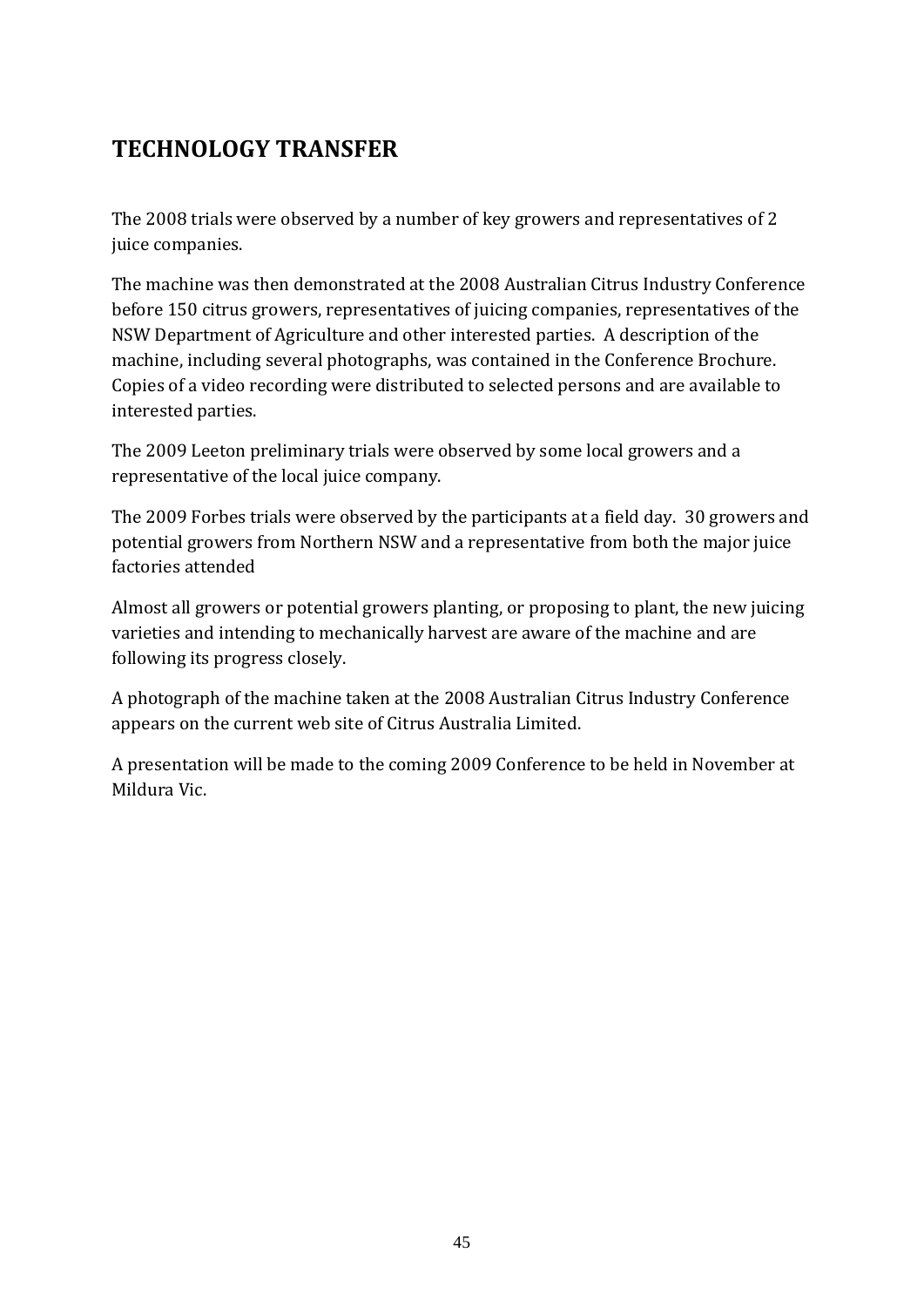## TECHNOLOGY TRANSFER

The 2008 trials were observed by a number of key growers and representatives of 2 juice companies.

The machine was then demonstrated at the 2008 Australian Citrus Industry Conference before 150 citrus growers, representatives of juicing companies, representatives of the NSW Department of Agriculture and other interested parties. A description of the machine, including several photographs, was contained in the Conference Brochure. Copies of a video recording were distributed to selected persons and are available to interested parties.

The 2009 Leeton preliminary trials were observed by some local growers and a representative of the local juice company.

The 2009 Forbes trials were observed by the participants at a field day. 30 growers and potential growers from Northern NSW and a representative from both the major juice factories attended

Almost all growers or potential growers planting, or proposing to plant, the new juicing varieties and intending to mechanically harvest are aware of the machine and are following its progress closely.

A photograph of the machine taken at the 2008 Australian Citrus Industry Conference appears on the current web site of Citrus Australia Limited.

A presentation will be made to the coming 2009 Conference to be held in November at Mildura Vic.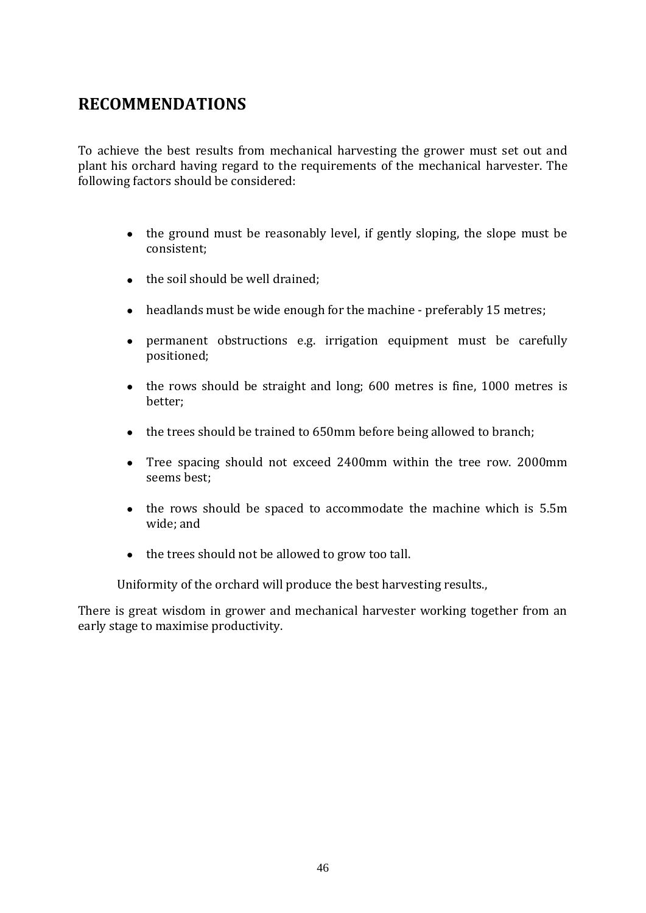## RECOMMENDATIONS

To achieve the best results from mechanical harvesting the grower must set out and plant his orchard having regard to the requirements of the mechanical harvester. The following factors should be considered:

- the ground must be reasonably level, if gently sloping, the slope must be consistent;
- the soil should be well drained;
- headlands must be wide enough for the machine - preferably 15 metres;
- permanent obstructions e.g. irrigation equipment must be carefully positioned;
- the rows should be straight and long; 600 metres is fine, 1000 metres is better;
- the trees should be trained to 650mm before being allowed to branch;
- Tree spacing should not exceed 2400mm within the tree row. 2000mm seems best;
- the rows should be spaced to accommodate the machine which is 5.5m wide; and
- the trees should not be allowed to grow too tall.

Uniformity of the orchard will produce the best harvesting results.,

There is great wisdom in grower and mechanical harvester working together from an early stage to maximise productivity.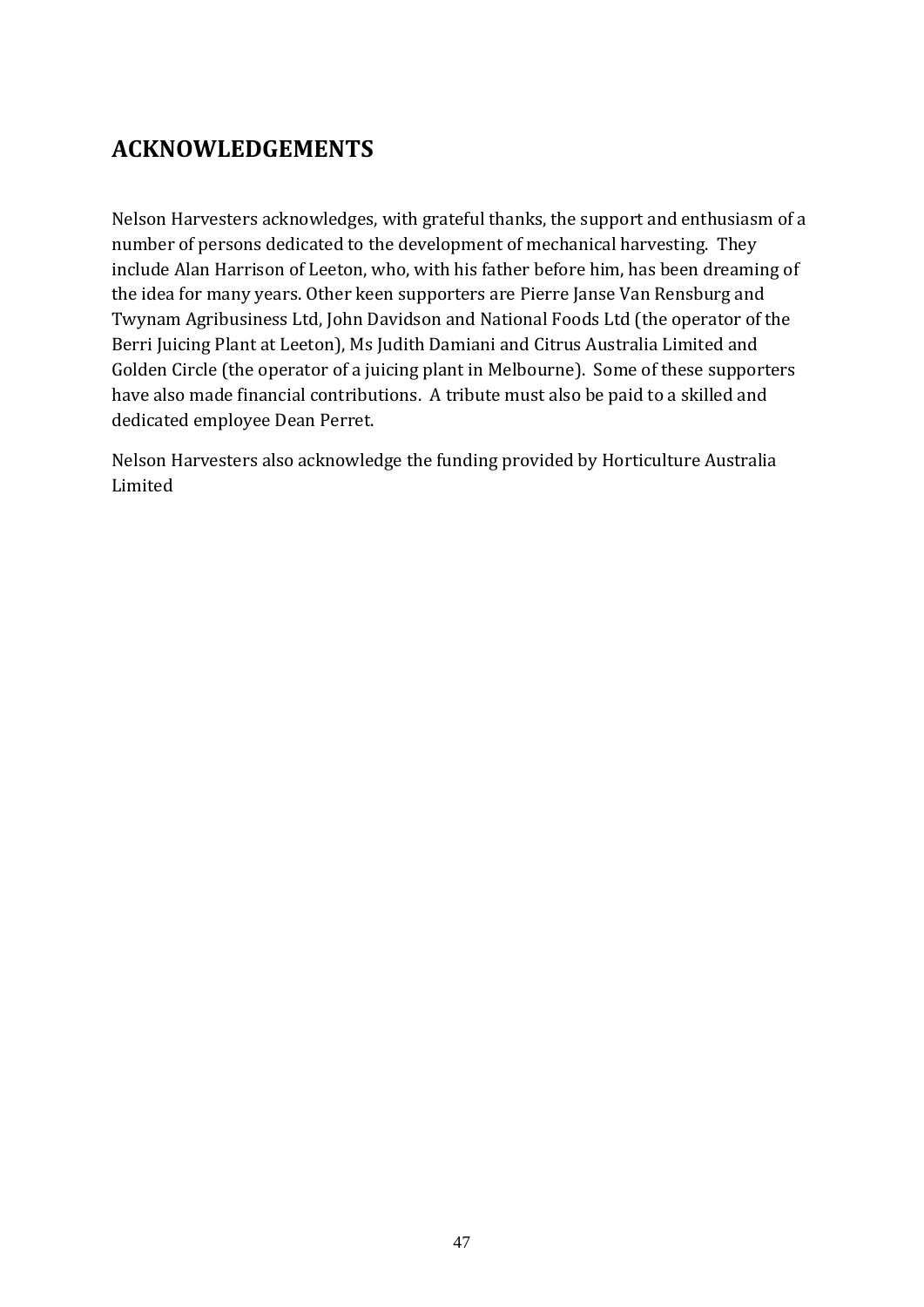## ACKNOWLEDGEMENTS

Nelson Harvesters acknowledges, with grateful thanks, the support and enthusiasm of a number of persons dedicated to the development of mechanical harvesting. They include Alan Harrison of Leeton, who, with his father before him, has been dreaming of the idea for many years. Other keen supporters are Pierre Janse Van Rensburg and Twynam Agribusiness Ltd, John Davidson and National Foods Ltd (the operator of the Berri Juicing Plant at Leeton), Ms Judith Damiani and Citrus Australia Limited and Golden Circle (the operator of a juicing plant in Melbourne). Some of these supporters have also made financial contributions. A tribute must also be paid to a skilled and dedicated employee Dean Perret.

Nelson Harvesters also acknowledge the funding provided by Horticulture Australia Limited